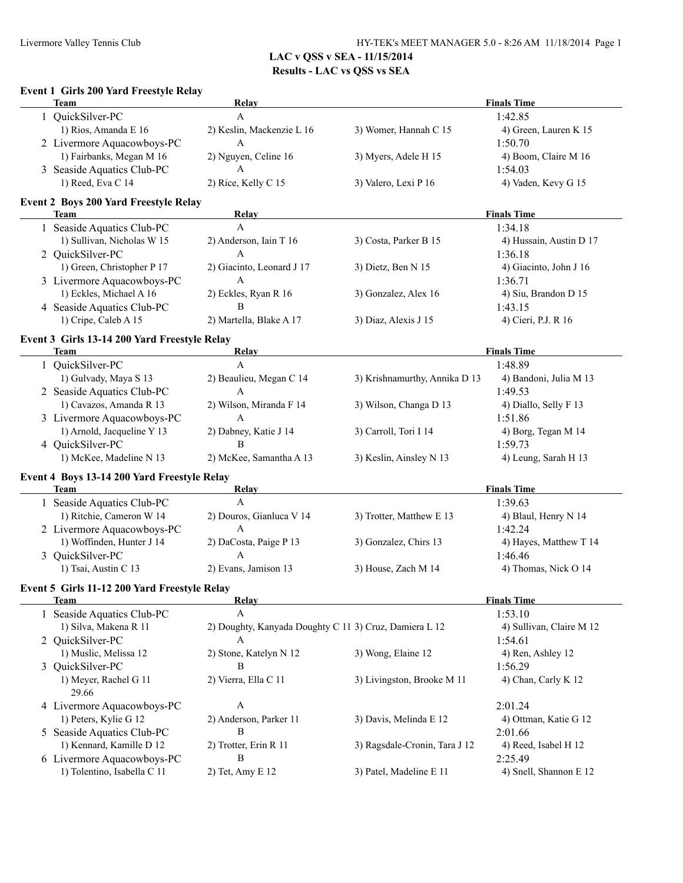Livermore Valley Tennis Club

HY-TEK's MEET MANAGER 5.0 - 8:26 AM 11/18/2014

**LAC v QSS v SEA - 11/15/2014**

**Results - LAC vs QSS vs SEA**

### Event 1 Girls 200 Yard Freestyle Relay

| | Team | Relay | | Finals Time |
|---|---|---|---|---|
| 1 | QuickSilver-PC | A | | 1:42.85 |
| | 1) Rios, Amanda E 16 | 2) Keslin, Mackenzie L 16 | 3) Womer, Hannah C 15 | 4) Green, Lauren K 15 |
| 2 | Livermore Aquacowboys-PC | A | | 1:50.70 |
| | 1) Fairbanks, Megan M 16 | 2) Nguyen, Celine 16 | 3) Myers, Adele H 15 | 4) Boom, Claire M 16 |
| 3 | Seaside Aquatics Club-PC | A | | 1:54.03 |
| | 1) Reed, Eva C 14 | 2) Rice, Kelly C 15 | 3) Valero, Lexi P 16 | 4) Vaden, Kevy G 15 |

### Event 2 Boys 200 Yard Freestyle Relay

| | Team | Relay | | Finals Time |
|---|---|---|---|---|
| 1 | Seaside Aquatics Club-PC | A | | 1:34.18 |
| | 1) Sullivan, Nicholas W 15 | 2) Anderson, Iain T 16 | 3) Costa, Parker B 15 | 4) Hussain, Austin D 17 |
| 2 | QuickSilver-PC | A | | 1:36.18 |
| | 1) Green, Christopher P 17 | 2) Giacinto, Leonard J 17 | 3) Dietz, Ben N 15 | 4) Giacinto, John J 16 |
| 3 | Livermore Aquacowboys-PC | A | | 1:36.71 |
| | 1) Eckles, Michael A 16 | 2) Eckles, Ryan R 16 | 3) Gonzalez, Alex 16 | 4) Siu, Brandon D 15 |
| 4 | Seaside Aquatics Club-PC | B | | 1:43.15 |
| | 1) Cripe, Caleb A 15 | 2) Martella, Blake A 17 | 3) Diaz, Alexis J 15 | 4) Cieri, P.J. R 16 |

### Event 3 Girls 13-14 200 Yard Freestyle Relay

| | Team | Relay | | Finals Time |
|---|---|---|---|---|
| 1 | QuickSilver-PC | A | | 1:48.89 |
| | 1) Gulvady, Maya S 13 | 2) Beaulieu, Megan C 14 | 3) Krishnamurthy, Annika D 13 | 4) Bandoni, Julia M 13 |
| 2 | Seaside Aquatics Club-PC | A | | 1:49.53 |
| | 1) Cavazos, Amanda R 13 | 2) Wilson, Miranda F 14 | 3) Wilson, Changa D 13 | 4) Diallo, Selly F 13 |
| 3 | Livermore Aquacowboys-PC | A | | 1:51.86 |
| | 1) Arnold, Jacqueline Y 13 | 2) Dabney, Katie J 14 | 3) Carroll, Tori I 14 | 4) Borg, Tegan M 14 |
| 4 | QuickSilver-PC | B | | 1:59.73 |
| | 1) McKee, Madeline N 13 | 2) McKee, Samantha A 13 | 3) Keslin, Ainsley N 13 | 4) Leung, Sarah H 13 |

### Event 4 Boys 13-14 200 Yard Freestyle Relay

| | Team | Relay | | Finals Time |
|---|---|---|---|---|
| 1 | Seaside Aquatics Club-PC | A | | 1:39.63 |
| | 1) Ritchie, Cameron W 14 | 2) Douros, Gianluca V 14 | 3) Trotter, Matthew E 13 | 4) Blaul, Henry N 14 |
| 2 | Livermore Aquacowboys-PC | A | | 1:42.24 |
| | 1) Woffinden, Hunter J 14 | 2) DaCosta, Paige P 13 | 3) Gonzalez, Chirs 13 | 4) Hayes, Matthew T 14 |
| 3 | QuickSilver-PC | A | | 1:46.46 |
| | 1) Tsai, Austin C 13 | 2) Evans, Jamison 13 | 3) House, Zach M 14 | 4) Thomas, Nick O 14 |

### Event 5 Girls 11-12 200 Yard Freestyle Relay

| | Team | Relay | | Finals Time |
|---|---|---|---|---|
| 1 | Seaside Aquatics Club-PC | A | | 1:53.10 |
| | 1) Silva, Makena R 11 | 2) Doughty, Kanyada Doughty C 11 | 3) Cruz, Damiera L 12 | 4) Sullivan, Claire M 12 |
| 2 | QuickSilver-PC | A | | 1:54.61 |
| | 1) Muslic, Melissa 12 | 2) Stone, Katelyn N 12 | 3) Wong, Elaine 12 | 4) Ren, Ashley 12 |
| 3 | QuickSilver-PC | B | | 1:56.29 |
| | 1) Meyer, Rachel G 11 | 2) Vierra, Ella C 11 | 3) Livingston, Brooke M 11 | 4) Chan, Carly K 12 |
| | 29.66 | | | |
| 4 | Livermore Aquacowboys-PC | A | | 2:01.24 |
| | 1) Peters, Kylie G 12 | 2) Anderson, Parker 11 | 3) Davis, Melinda E 12 | 4) Ottman, Katie G 12 |
| 5 | Seaside Aquatics Club-PC | B | | 2:01.66 |
| | 1) Kennard, Kamille D 12 | 2) Trotter, Erin R 11 | 3) Ragsdale-Cronin, Tara J 12 | 4) Reed, Isabel H 12 |
| 6 | Livermore Aquacowboys-PC | B | | 2:25.49 |
| | 1) Tolentino, Isabella C 11 | 2) Tet, Amy E 12 | 3) Patel, Madeline E 11 | 4) Snell, Shannon E 12 |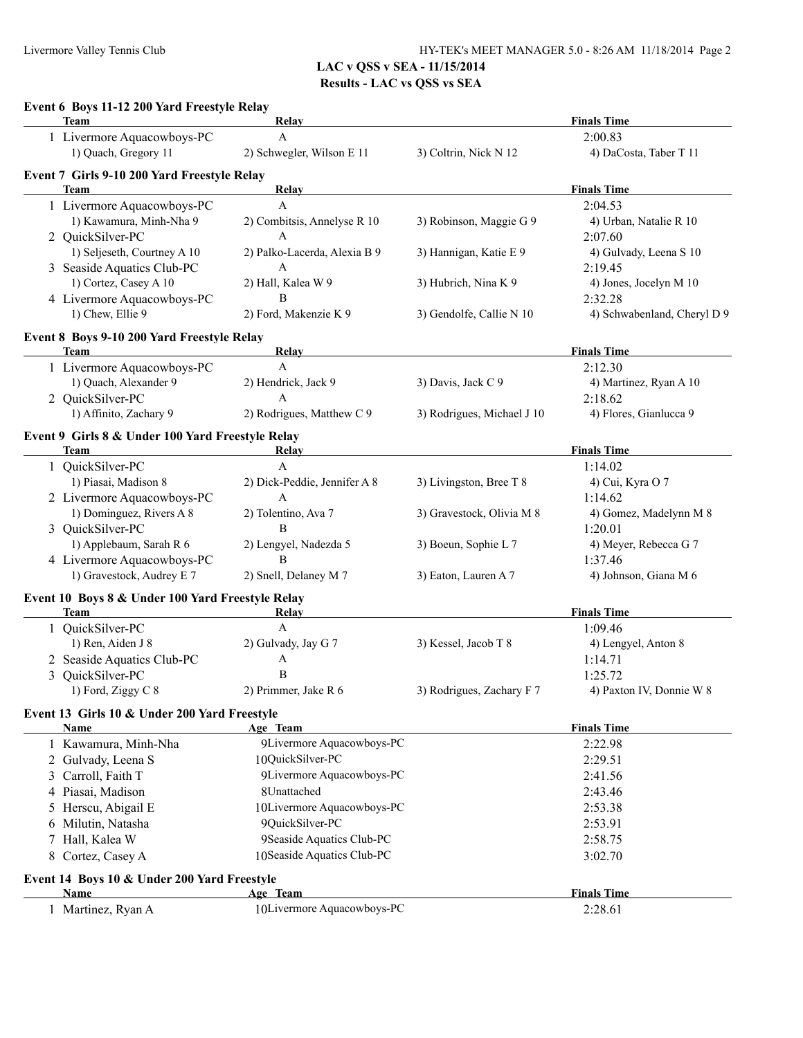**LAC v QSS v SEA - 11/15/2014**
**Results - LAC vs QSS vs SEA**

### Event 6 Boys 11-12 200 Yard Freestyle Relay

| Team | Relay | | Finals Time |
|---|---|---|---|
| 1 Livermore Aquacowboys-PC | A | | 2:00.83 |
| 1) Quach, Gregory 11 | 2) Schwegler, Wilson E 11 | 3) Coltrin, Nick N 12 | 4) DaCosta, Taber T 11 |

### Event 7 Girls 9-10 200 Yard Freestyle Relay

| Team | Relay | | Finals Time |
|---|---|---|---|
| 1 Livermore Aquacowboys-PC | A | | 2:04.53 |
| 1) Kawamura, Minh-Nha 9 | 2) Combitsis, Annelyse R 10 | 3) Robinson, Maggie G 9 | 4) Urban, Natalie R 10 |
| 2 QuickSilver-PC | A | | 2:07.60 |
| 1) Seljeseth, Courtney A 10 | 2) Palko-Lacerda, Alexia B 9 | 3) Hannigan, Katie E 9 | 4) Gulvady, Leena S 10 |
| 3 Seaside Aquatics Club-PC | A | | 2:19.45 |
| 1) Cortez, Casey A 10 | 2) Hall, Kalea W 9 | 3) Hubrich, Nina K 9 | 4) Jones, Jocelyn M 10 |
| 4 Livermore Aquacowboys-PC | B | | 2:32.28 |
| 1) Chew, Ellie 9 | 2) Ford, Makenzie K 9 | 3) Gendolfe, Callie N 10 | 4) Schwabenland, Cheryl D 9 |

### Event 8 Boys 9-10 200 Yard Freestyle Relay

| Team | Relay | | Finals Time |
|---|---|---|---|
| 1 Livermore Aquacowboys-PC | A | | 2:12.30 |
| 1) Quach, Alexander 9 | 2) Hendrick, Jack 9 | 3) Davis, Jack C 9 | 4) Martinez, Ryan A 10 |
| 2 QuickSilver-PC | A | | 2:18.62 |
| 1) Affinito, Zachary 9 | 2) Rodrigues, Matthew C 9 | 3) Rodrigues, Michael J 10 | 4) Flores, Gianlucca 9 |

### Event 9 Girls 8 & Under 100 Yard Freestyle Relay

| Team | Relay | | Finals Time |
|---|---|---|---|
| 1 QuickSilver-PC | A | | 1:14.02 |
| 1) Piasai, Madison 8 | 2) Dick-Peddie, Jennifer A 8 | 3) Livingston, Bree T 8 | 4) Cui, Kyra O 7 |
| 2 Livermore Aquacowboys-PC | A | | 1:14.62 |
| 1) Dominguez, Rivers A 8 | 2) Tolentino, Ava 7 | 3) Gravestock, Olivia M 8 | 4) Gomez, Madelynn M 8 |
| 3 QuickSilver-PC | B | | 1:20.01 |
| 1) Applebaum, Sarah R 6 | 2) Lengyel, Nadezda 5 | 3) Boeun, Sophie L 7 | 4) Meyer, Rebecca G 7 |
| 4 Livermore Aquacowboys-PC | B | | 1:37.46 |
| 1) Gravestock, Audrey E 7 | 2) Snell, Delaney M 7 | 3) Eaton, Lauren A 7 | 4) Johnson, Giana M 6 |

### Event 10 Boys 8 & Under 100 Yard Freestyle Relay

| Team | Relay | | Finals Time |
|---|---|---|---|
| 1 QuickSilver-PC | A | | 1:09.46 |
| 1) Ren, Aiden J 8 | 2) Gulvady, Jay G 7 | 3) Kessel, Jacob T 8 | 4) Lengyel, Anton 8 |
| 2 Seaside Aquatics Club-PC | A | | 1:14.71 |
| 3 QuickSilver-PC | B | | 1:25.72 |
| 1) Ford, Ziggy C 8 | 2) Primmer, Jake R 6 | 3) Rodrigues, Zachary F 7 | 4) Paxton IV, Donnie W 8 |

### Event 13 Girls 10 & Under 200 Yard Freestyle

| Name | Age | Team | Finals Time |
|---|---|---|---|
| 1 Kawamura, Minh-Nha | 9 | Livermore Aquacowboys-PC | 2:22.98 |
| 2 Gulvady, Leena S | 10 | QuickSilver-PC | 2:29.51 |
| 3 Carroll, Faith T | 9 | Livermore Aquacowboys-PC | 2:41.56 |
| 4 Piasai, Madison | 8 | Unattached | 2:43.46 |
| 5 Herscu, Abigail E | 10 | Livermore Aquacowboys-PC | 2:53.38 |
| 6 Milutin, Natasha | 9 | QuickSilver-PC | 2:53.91 |
| 7 Hall, Kalea W | 9 | Seaside Aquatics Club-PC | 2:58.75 |
| 8 Cortez, Casey A | 10 | Seaside Aquatics Club-PC | 3:02.70 |

### Event 14 Boys 10 & Under 200 Yard Freestyle

| Name | Age | Team | Finals Time |
|---|---|---|---|
| 1 Martinez, Ryan A | 10 | Livermore Aquacowboys-PC | 2:28.61 |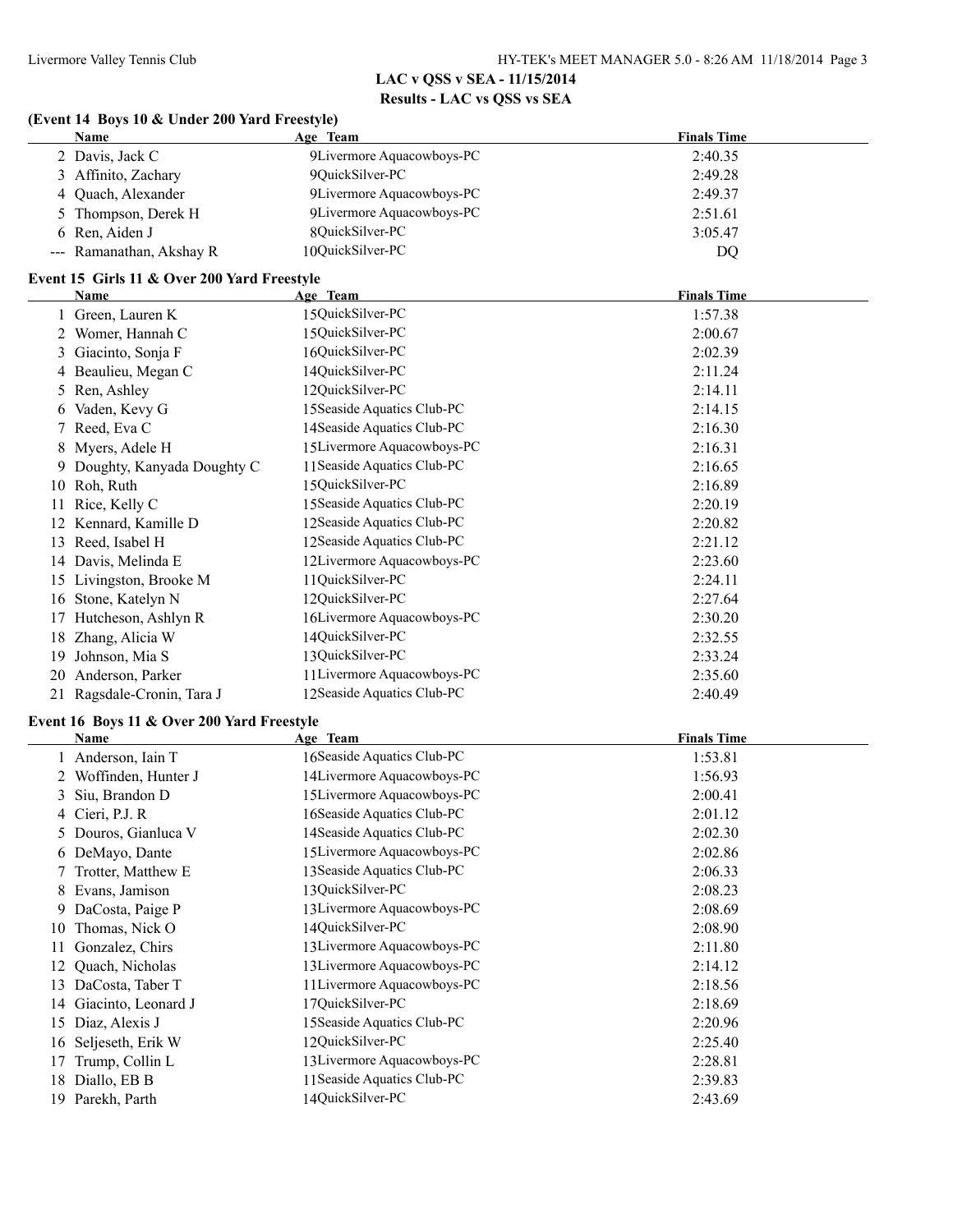**LAC v QSS v SEA - 11/15/2014**

**Results - LAC vs QSS vs SEA**

### (Event 14 Boys 10 & Under 200 Yard Freestyle)

| | Name | Age | Team | Finals Time |
|---|---|---|---|---|
| 2 | Davis, Jack C | 9 | Livermore Aquacowboys-PC | 2:40.35 |
| 3 | Affinito, Zachary | 9 | QuickSilver-PC | 2:49.28 |
| 4 | Quach, Alexander | 9 | Livermore Aquacowboys-PC | 2:49.37 |
| 5 | Thompson, Derek H | 9 | Livermore Aquacowboys-PC | 2:51.61 |
| 6 | Ren, Aiden J | 8 | QuickSilver-PC | 3:05.47 |
| --- | Ramanathan, Akshay R | 10 | QuickSilver-PC | DQ |

### Event 15 Girls 11 & Over 200 Yard Freestyle

| | Name | Age | Team | Finals Time |
|---|---|---|---|---|
| 1 | Green, Lauren K | 15 | QuickSilver-PC | 1:57.38 |
| 2 | Womer, Hannah C | 15 | QuickSilver-PC | 2:00.67 |
| 3 | Giacinto, Sonja F | 16 | QuickSilver-PC | 2:02.39 |
| 4 | Beaulieu, Megan C | 14 | QuickSilver-PC | 2:11.24 |
| 5 | Ren, Ashley | 12 | QuickSilver-PC | 2:14.11 |
| 6 | Vaden, Kevy G | 15 | Seaside Aquatics Club-PC | 2:14.15 |
| 7 | Reed, Eva C | 14 | Seaside Aquatics Club-PC | 2:16.30 |
| 8 | Myers, Adele H | 15 | Livermore Aquacowboys-PC | 2:16.31 |
| 9 | Doughty, Kanyada Doughty C | 11 | Seaside Aquatics Club-PC | 2:16.65 |
| 10 | Roh, Ruth | 15 | QuickSilver-PC | 2:16.89 |
| 11 | Rice, Kelly C | 15 | Seaside Aquatics Club-PC | 2:20.19 |
| 12 | Kennard, Kamille D | 12 | Seaside Aquatics Club-PC | 2:20.82 |
| 13 | Reed, Isabel H | 12 | Seaside Aquatics Club-PC | 2:21.12 |
| 14 | Davis, Melinda E | 12 | Livermore Aquacowboys-PC | 2:23.60 |
| 15 | Livingston, Brooke M | 11 | QuickSilver-PC | 2:24.11 |
| 16 | Stone, Katelyn N | 12 | QuickSilver-PC | 2:27.64 |
| 17 | Hutcheson, Ashlyn R | 16 | Livermore Aquacowboys-PC | 2:30.20 |
| 18 | Zhang, Alicia W | 14 | QuickSilver-PC | 2:32.55 |
| 19 | Johnson, Mia S | 13 | QuickSilver-PC | 2:33.24 |
| 20 | Anderson, Parker | 11 | Livermore Aquacowboys-PC | 2:35.60 |
| 21 | Ragsdale-Cronin, Tara J | 12 | Seaside Aquatics Club-PC | 2:40.49 |

### Event 16 Boys 11 & Over 200 Yard Freestyle

| | Name | Age | Team | Finals Time |
|---|---|---|---|---|
| 1 | Anderson, Iain T | 16 | Seaside Aquatics Club-PC | 1:53.81 |
| 2 | Woffinden, Hunter J | 14 | Livermore Aquacowboys-PC | 1:56.93 |
| 3 | Siu, Brandon D | 15 | Livermore Aquacowboys-PC | 2:00.41 |
| 4 | Cieri, P.J. R | 16 | Seaside Aquatics Club-PC | 2:01.12 |
| 5 | Douros, Gianluca V | 14 | Seaside Aquatics Club-PC | 2:02.30 |
| 6 | DeMayo, Dante | 15 | Livermore Aquacowboys-PC | 2:02.86 |
| 7 | Trotter, Matthew E | 13 | Seaside Aquatics Club-PC | 2:06.33 |
| 8 | Evans, Jamison | 13 | QuickSilver-PC | 2:08.23 |
| 9 | DaCosta, Paige P | 13 | Livermore Aquacowboys-PC | 2:08.69 |
| 10 | Thomas, Nick O | 14 | QuickSilver-PC | 2:08.90 |
| 11 | Gonzalez, Chirs | 13 | Livermore Aquacowboys-PC | 2:11.80 |
| 12 | Quach, Nicholas | 13 | Livermore Aquacowboys-PC | 2:14.12 |
| 13 | DaCosta, Taber T | 11 | Livermore Aquacowboys-PC | 2:18.56 |
| 14 | Giacinto, Leonard J | 17 | QuickSilver-PC | 2:18.69 |
| 15 | Diaz, Alexis J | 15 | Seaside Aquatics Club-PC | 2:20.96 |
| 16 | Seljeseth, Erik W | 12 | QuickSilver-PC | 2:25.40 |
| 17 | Trump, Collin L | 13 | Livermore Aquacowboys-PC | 2:28.81 |
| 18 | Diallo, EB B | 11 | Seaside Aquatics Club-PC | 2:39.83 |
| 19 | Parekh, Parth | 14 | QuickSilver-PC | 2:43.69 |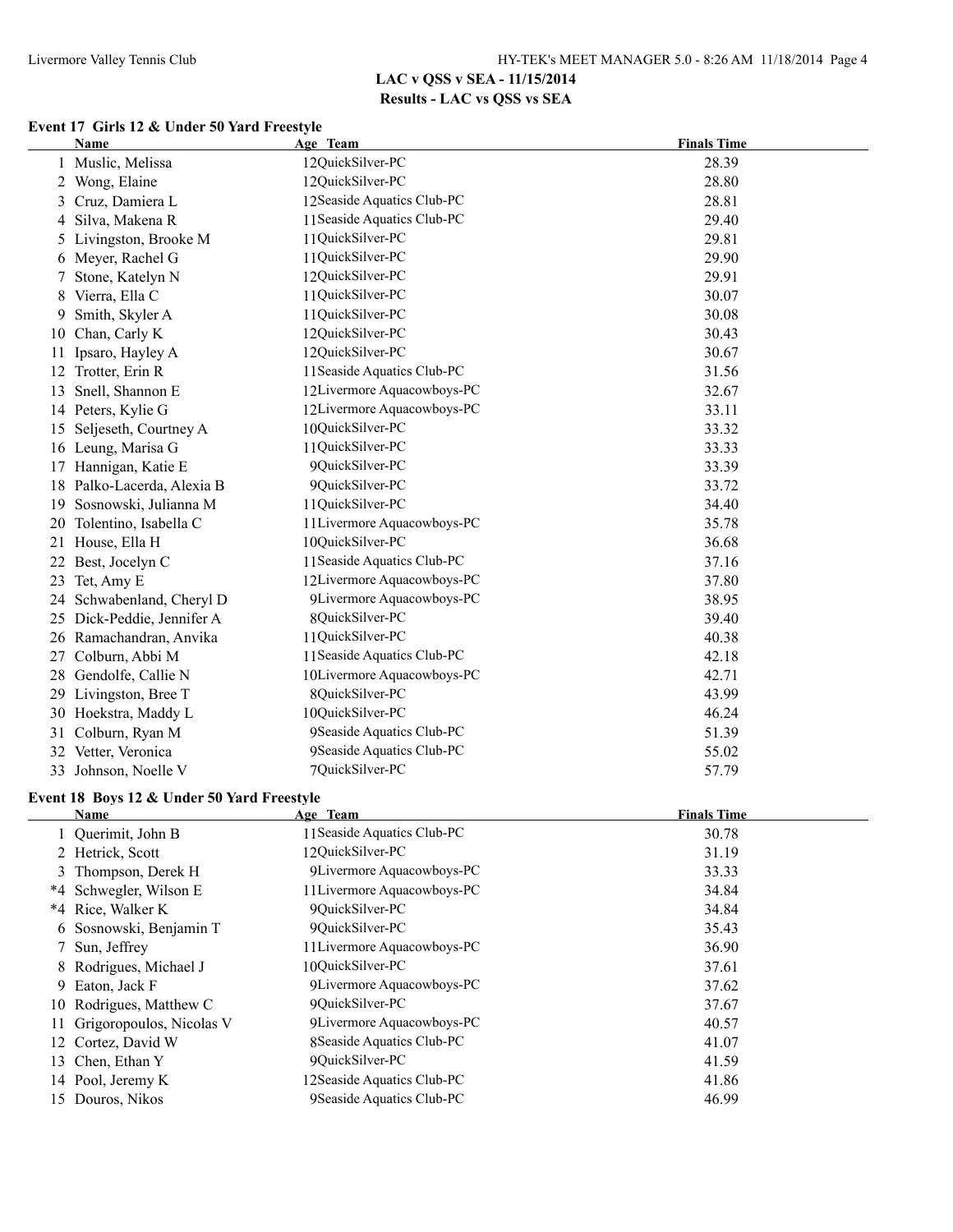**LAC v QSS v SEA - 11/15/2014**
**Results - LAC vs QSS vs SEA**

### Event 17 Girls 12 & Under 50 Yard Freestyle

| | Name | Age | Team | Finals Time |
|---|---|---|---|---|
| 1 | Muslic, Melissa | 12 | QuickSilver-PC | 28.39 |
| 2 | Wong, Elaine | 12 | QuickSilver-PC | 28.80 |
| 3 | Cruz, Damiera L | 12 | Seaside Aquatics Club-PC | 28.81 |
| 4 | Silva, Makena R | 11 | Seaside Aquatics Club-PC | 29.40 |
| 5 | Livingston, Brooke M | 11 | QuickSilver-PC | 29.81 |
| 6 | Meyer, Rachel G | 11 | QuickSilver-PC | 29.90 |
| 7 | Stone, Katelyn N | 12 | QuickSilver-PC | 29.91 |
| 8 | Vierra, Ella C | 11 | QuickSilver-PC | 30.07 |
| 9 | Smith, Skyler A | 11 | QuickSilver-PC | 30.08 |
| 10 | Chan, Carly K | 12 | QuickSilver-PC | 30.43 |
| 11 | Ipsaro, Hayley A | 12 | QuickSilver-PC | 30.67 |
| 12 | Trotter, Erin R | 11 | Seaside Aquatics Club-PC | 31.56 |
| 13 | Snell, Shannon E | 12 | Livermore Aquacowboys-PC | 32.67 |
| 14 | Peters, Kylie G | 12 | Livermore Aquacowboys-PC | 33.11 |
| 15 | Seljeseth, Courtney A | 10 | QuickSilver-PC | 33.32 |
| 16 | Leung, Marisa G | 11 | QuickSilver-PC | 33.33 |
| 17 | Hannigan, Katie E | 9 | QuickSilver-PC | 33.39 |
| 18 | Palko-Lacerda, Alexia B | 9 | QuickSilver-PC | 33.72 |
| 19 | Sosnowski, Julianna M | 11 | QuickSilver-PC | 34.40 |
| 20 | Tolentino, Isabella C | 11 | Livermore Aquacowboys-PC | 35.78 |
| 21 | House, Ella H | 10 | QuickSilver-PC | 36.68 |
| 22 | Best, Jocelyn C | 11 | Seaside Aquatics Club-PC | 37.16 |
| 23 | Tet, Amy E | 12 | Livermore Aquacowboys-PC | 37.80 |
| 24 | Schwabenland, Cheryl D | 9 | Livermore Aquacowboys-PC | 38.95 |
| 25 | Dick-Peddie, Jennifer A | 8 | QuickSilver-PC | 39.40 |
| 26 | Ramachandran, Anvika | 11 | QuickSilver-PC | 40.38 |
| 27 | Colburn, Abbi M | 11 | Seaside Aquatics Club-PC | 42.18 |
| 28 | Gendolfe, Callie N | 10 | Livermore Aquacowboys-PC | 42.71 |
| 29 | Livingston, Bree T | 8 | QuickSilver-PC | 43.99 |
| 30 | Hoekstra, Maddy L | 10 | QuickSilver-PC | 46.24 |
| 31 | Colburn, Ryan M | 9 | Seaside Aquatics Club-PC | 51.39 |
| 32 | Vetter, Veronica | 9 | Seaside Aquatics Club-PC | 55.02 |
| 33 | Johnson, Noelle V | 7 | QuickSilver-PC | 57.79 |

### Event 18 Boys 12 & Under 50 Yard Freestyle

| | Name | Age | Team | Finals Time |
|---|---|---|---|---|
| 1 | Querimit, John B | 11 | Seaside Aquatics Club-PC | 30.78 |
| 2 | Hetrick, Scott | 12 | QuickSilver-PC | 31.19 |
| 3 | Thompson, Derek H | 9 | Livermore Aquacowboys-PC | 33.33 |
| *4 | Schwegler, Wilson E | 11 | Livermore Aquacowboys-PC | 34.84 |
| *4 | Rice, Walker K | 9 | QuickSilver-PC | 34.84 |
| 6 | Sosnowski, Benjamin T | 9 | QuickSilver-PC | 35.43 |
| 7 | Sun, Jeffrey | 11 | Livermore Aquacowboys-PC | 36.90 |
| 8 | Rodrigues, Michael J | 10 | QuickSilver-PC | 37.61 |
| 9 | Eaton, Jack F | 9 | Livermore Aquacowboys-PC | 37.62 |
| 10 | Rodrigues, Matthew C | 9 | QuickSilver-PC | 37.67 |
| 11 | Grigoropoulos, Nicolas V | 9 | Livermore Aquacowboys-PC | 40.57 |
| 12 | Cortez, David W | 8 | Seaside Aquatics Club-PC | 41.07 |
| 13 | Chen, Ethan Y | 9 | QuickSilver-PC | 41.59 |
| 14 | Pool, Jeremy K | 12 | Seaside Aquatics Club-PC | 41.86 |
| 15 | Douros, Nikos | 9 | Seaside Aquatics Club-PC | 46.99 |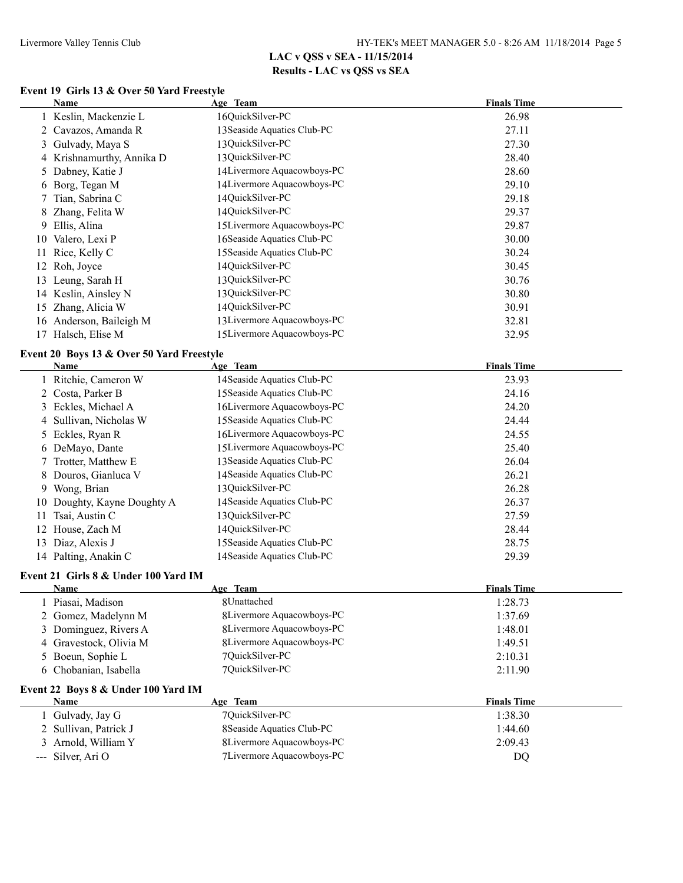## LAC v QSS v SEA - 11/15/2014
## Results - LAC vs QSS vs SEA

### Event 19 Girls 13 & Over 50 Yard Freestyle

| | Name | Age | Team | Finals Time |
|---|---|---|---|---|
| 1 | Keslin, Mackenzie L | 16 | QuickSilver-PC | 26.98 |
| 2 | Cavazos, Amanda R | 13 | Seaside Aquatics Club-PC | 27.11 |
| 3 | Gulvady, Maya S | 13 | QuickSilver-PC | 27.30 |
| 4 | Krishnamurthy, Annika D | 13 | QuickSilver-PC | 28.40 |
| 5 | Dabney, Katie J | 14 | Livermore Aquacowboys-PC | 28.60 |
| 6 | Borg, Tegan M | 14 | Livermore Aquacowboys-PC | 29.10 |
| 7 | Tian, Sabrina C | 14 | QuickSilver-PC | 29.18 |
| 8 | Zhang, Felita W | 14 | QuickSilver-PC | 29.37 |
| 9 | Ellis, Alina | 15 | Livermore Aquacowboys-PC | 29.87 |
| 10 | Valero, Lexi P | 16 | Seaside Aquatics Club-PC | 30.00 |
| 11 | Rice, Kelly C | 15 | Seaside Aquatics Club-PC | 30.24 |
| 12 | Roh, Joyce | 14 | QuickSilver-PC | 30.45 |
| 13 | Leung, Sarah H | 13 | QuickSilver-PC | 30.76 |
| 14 | Keslin, Ainsley N | 13 | QuickSilver-PC | 30.80 |
| 15 | Zhang, Alicia W | 14 | QuickSilver-PC | 30.91 |
| 16 | Anderson, Baileigh M | 13 | Livermore Aquacowboys-PC | 32.81 |
| 17 | Halsch, Elise M | 15 | Livermore Aquacowboys-PC | 32.95 |

### Event 20 Boys 13 & Over 50 Yard Freestyle

| | Name | Age | Team | Finals Time |
|---|---|---|---|---|
| 1 | Ritchie, Cameron W | 14 | Seaside Aquatics Club-PC | 23.93 |
| 2 | Costa, Parker B | 15 | Seaside Aquatics Club-PC | 24.16 |
| 3 | Eckles, Michael A | 16 | Livermore Aquacowboys-PC | 24.20 |
| 4 | Sullivan, Nicholas W | 15 | Seaside Aquatics Club-PC | 24.44 |
| 5 | Eckles, Ryan R | 16 | Livermore Aquacowboys-PC | 24.55 |
| 6 | DeMayo, Dante | 15 | Livermore Aquacowboys-PC | 25.40 |
| 7 | Trotter, Matthew E | 13 | Seaside Aquatics Club-PC | 26.04 |
| 8 | Douros, Gianluca V | 14 | Seaside Aquatics Club-PC | 26.21 |
| 9 | Wong, Brian | 13 | QuickSilver-PC | 26.28 |
| 10 | Doughty, Kayne Doughty A | 14 | Seaside Aquatics Club-PC | 26.37 |
| 11 | Tsai, Austin C | 13 | QuickSilver-PC | 27.59 |
| 12 | House, Zach M | 14 | QuickSilver-PC | 28.44 |
| 13 | Diaz, Alexis J | 15 | Seaside Aquatics Club-PC | 28.75 |
| 14 | Palting, Anakin C | 14 | Seaside Aquatics Club-PC | 29.39 |

### Event 21 Girls 8 & Under 100 Yard IM

| | Name | Age | Team | Finals Time |
|---|---|---|---|---|
| 1 | Piasai, Madison | 8 | Unattached | 1:28.73 |
| 2 | Gomez, Madelynn M | 8 | Livermore Aquacowboys-PC | 1:37.69 |
| 3 | Dominguez, Rivers A | 8 | Livermore Aquacowboys-PC | 1:48.01 |
| 4 | Gravestock, Olivia M | 8 | Livermore Aquacowboys-PC | 1:49.51 |
| 5 | Boeun, Sophie L | 7 | QuickSilver-PC | 2:10.31 |
| 6 | Chobanian, Isabella | 7 | QuickSilver-PC | 2:11.90 |

### Event 22 Boys 8 & Under 100 Yard IM

| | Name | Age | Team | Finals Time |
|---|---|---|---|---|
| 1 | Gulvady, Jay G | 7 | QuickSilver-PC | 1:38.30 |
| 2 | Sullivan, Patrick J | 8 | Seaside Aquatics Club-PC | 1:44.60 |
| 3 | Arnold, William Y | 8 | Livermore Aquacowboys-PC | 2:09.43 |
| --- | Silver, Ari O | 7 | Livermore Aquacowboys-PC | DQ |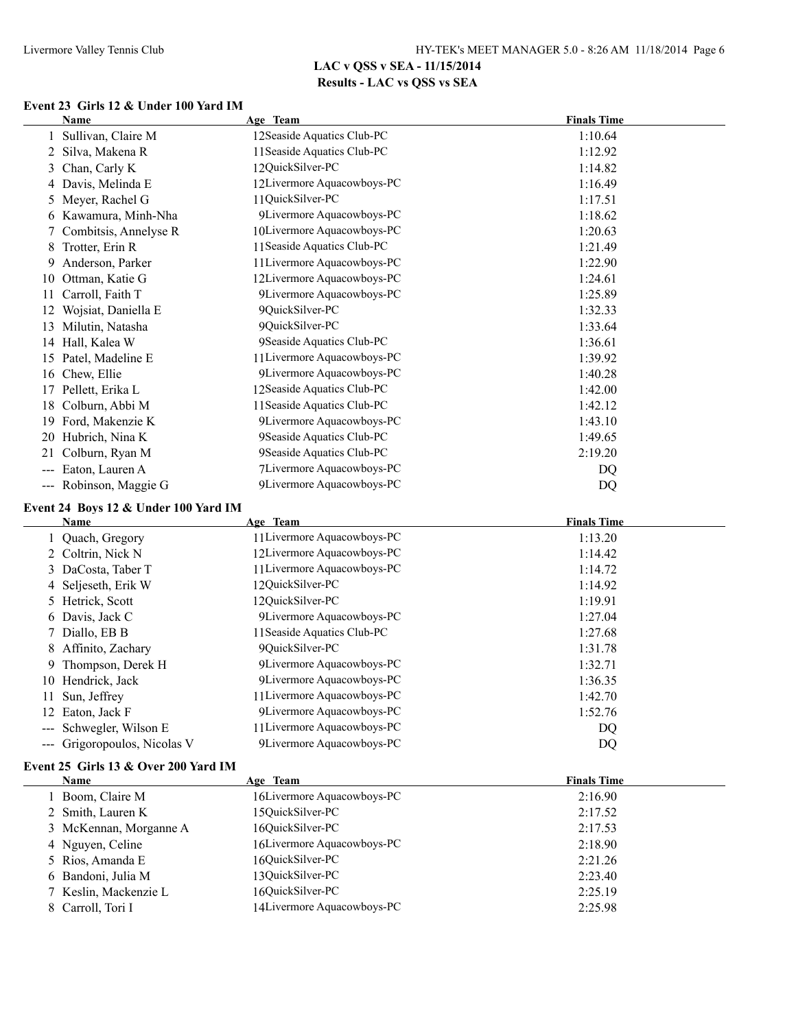## LAC v QSS v SEA - 11/15/2014

### Results - LAC vs QSS vs SEA

#### Event 23 Girls 12 & Under 100 Yard IM

| | Name | Age | Team | Finals Time |
|---|---|---|---|---|
| 1 | Sullivan, Claire M | 12 | Seaside Aquatics Club-PC | 1:10.64 |
| 2 | Silva, Makena R | 11 | Seaside Aquatics Club-PC | 1:12.92 |
| 3 | Chan, Carly K | 12 | QuickSilver-PC | 1:14.82 |
| 4 | Davis, Melinda E | 12 | Livermore Aquacowboys-PC | 1:16.49 |
| 5 | Meyer, Rachel G | 11 | QuickSilver-PC | 1:17.51 |
| 6 | Kawamura, Minh-Nha | 9 | Livermore Aquacowboys-PC | 1:18.62 |
| 7 | Combitsis, Annelyse R | 10 | Livermore Aquacowboys-PC | 1:20.63 |
| 8 | Trotter, Erin R | 11 | Seaside Aquatics Club-PC | 1:21.49 |
| 9 | Anderson, Parker | 11 | Livermore Aquacowboys-PC | 1:22.90 |
| 10 | Ottman, Katie G | 12 | Livermore Aquacowboys-PC | 1:24.61 |
| 11 | Carroll, Faith T | 9 | Livermore Aquacowboys-PC | 1:25.89 |
| 12 | Wojsiat, Daniella E | 9 | QuickSilver-PC | 1:32.33 |
| 13 | Milutin, Natasha | 9 | QuickSilver-PC | 1:33.64 |
| 14 | Hall, Kalea W | 9 | Seaside Aquatics Club-PC | 1:36.61 |
| 15 | Patel, Madeline E | 11 | Livermore Aquacowboys-PC | 1:39.92 |
| 16 | Chew, Ellie | 9 | Livermore Aquacowboys-PC | 1:40.28 |
| 17 | Pellett, Erika L | 12 | Seaside Aquatics Club-PC | 1:42.00 |
| 18 | Colburn, Abbi M | 11 | Seaside Aquatics Club-PC | 1:42.12 |
| 19 | Ford, Makenzie K | 9 | Livermore Aquacowboys-PC | 1:43.10 |
| 20 | Hubrich, Nina K | 9 | Seaside Aquatics Club-PC | 1:49.65 |
| 21 | Colburn, Ryan M | 9 | Seaside Aquatics Club-PC | 2:19.20 |
| --- | Eaton, Lauren A | 7 | Livermore Aquacowboys-PC | DQ |
| --- | Robinson, Maggie G | 9 | Livermore Aquacowboys-PC | DQ |

#### Event 24 Boys 12 & Under 100 Yard IM

| | Name | Age | Team | Finals Time |
|---|---|---|---|---|
| 1 | Quach, Gregory | 11 | Livermore Aquacowboys-PC | 1:13.20 |
| 2 | Coltrin, Nick N | 12 | Livermore Aquacowboys-PC | 1:14.42 |
| 3 | DaCosta, Taber T | 11 | Livermore Aquacowboys-PC | 1:14.72 |
| 4 | Seljeseth, Erik W | 12 | QuickSilver-PC | 1:14.92 |
| 5 | Hetrick, Scott | 12 | QuickSilver-PC | 1:19.91 |
| 6 | Davis, Jack C | 9 | Livermore Aquacowboys-PC | 1:27.04 |
| 7 | Diallo, EB B | 11 | Seaside Aquatics Club-PC | 1:27.68 |
| 8 | Affinito, Zachary | 9 | QuickSilver-PC | 1:31.78 |
| 9 | Thompson, Derek H | 9 | Livermore Aquacowboys-PC | 1:32.71 |
| 10 | Hendrick, Jack | 9 | Livermore Aquacowboys-PC | 1:36.35 |
| 11 | Sun, Jeffrey | 11 | Livermore Aquacowboys-PC | 1:42.70 |
| 12 | Eaton, Jack F | 9 | Livermore Aquacowboys-PC | 1:52.76 |
| --- | Schwegler, Wilson E | 11 | Livermore Aquacowboys-PC | DQ |
| --- | Grigoropoulos, Nicolas V | 9 | Livermore Aquacowboys-PC | DQ |

#### Event 25 Girls 13 & Over 200 Yard IM

| | Name | Age | Team | Finals Time |
|---|---|---|---|---|
| 1 | Boom, Claire M | 16 | Livermore Aquacowboys-PC | 2:16.90 |
| 2 | Smith, Lauren K | 15 | QuickSilver-PC | 2:17.52 |
| 3 | McKennan, Morganne A | 16 | QuickSilver-PC | 2:17.53 |
| 4 | Nguyen, Celine | 16 | Livermore Aquacowboys-PC | 2:18.90 |
| 5 | Rios, Amanda E | 16 | QuickSilver-PC | 2:21.26 |
| 6 | Bandoni, Julia M | 13 | QuickSilver-PC | 2:23.40 |
| 7 | Keslin, Mackenzie L | 16 | QuickSilver-PC | 2:25.19 |
| 8 | Carroll, Tori I | 14 | Livermore Aquacowboys-PC | 2:25.98 |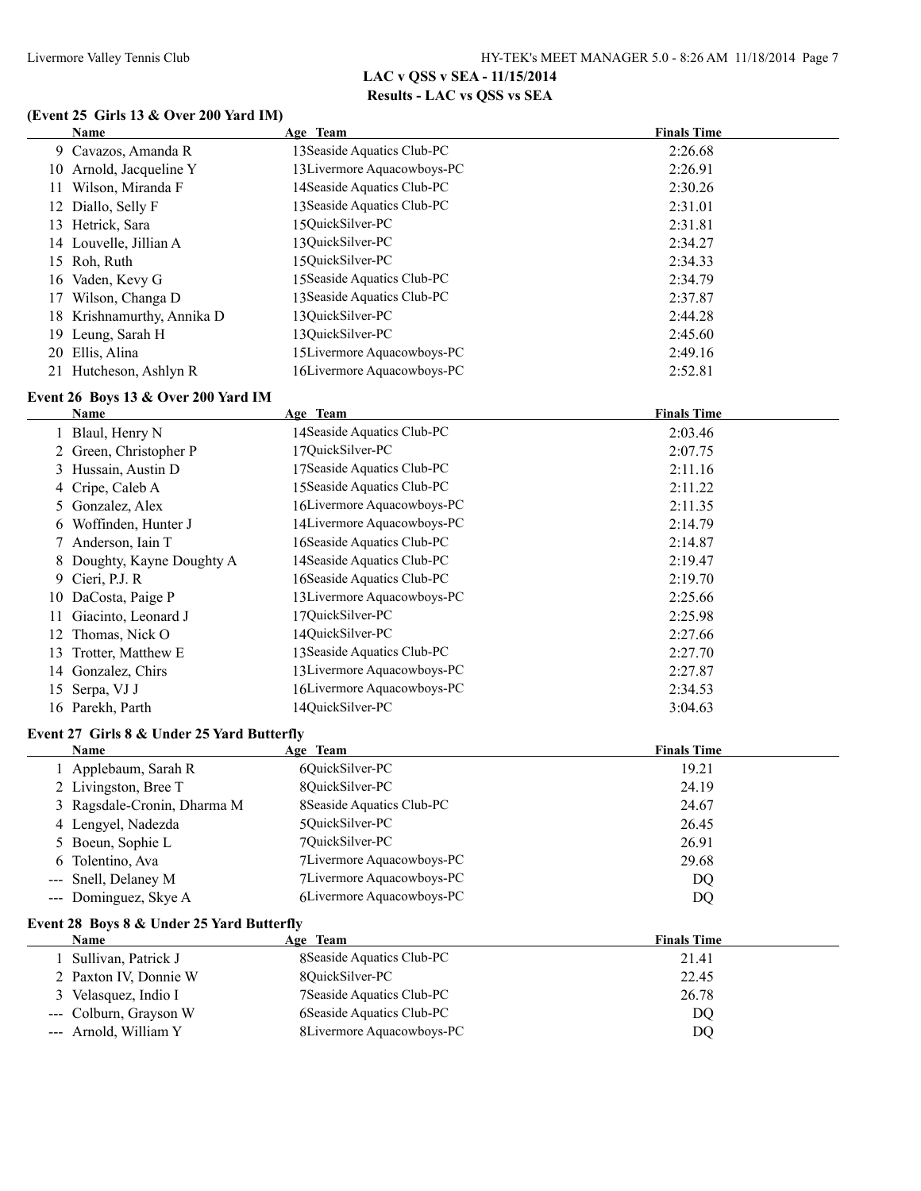**LAC v QSS v SEA - 11/15/2014**
**Results - LAC vs QSS vs SEA**

### (Event 25 Girls 13 & Over 200 Yard IM)

| | Name | Age | Team | Finals Time |
|---|---|---|---|---|
| 9 | Cavazos, Amanda R | 13 | Seaside Aquatics Club-PC | 2:26.68 |
| 10 | Arnold, Jacqueline Y | 13 | Livermore Aquacowboys-PC | 2:26.91 |
| 11 | Wilson, Miranda F | 14 | Seaside Aquatics Club-PC | 2:30.26 |
| 12 | Diallo, Selly F | 13 | Seaside Aquatics Club-PC | 2:31.01 |
| 13 | Hetrick, Sara | 15 | QuickSilver-PC | 2:31.81 |
| 14 | Louvelle, Jillian A | 13 | QuickSilver-PC | 2:34.27 |
| 15 | Roh, Ruth | 15 | QuickSilver-PC | 2:34.33 |
| 16 | Vaden, Kevy G | 15 | Seaside Aquatics Club-PC | 2:34.79 |
| 17 | Wilson, Changa D | 13 | Seaside Aquatics Club-PC | 2:37.87 |
| 18 | Krishnamurthy, Annika D | 13 | QuickSilver-PC | 2:44.28 |
| 19 | Leung, Sarah H | 13 | QuickSilver-PC | 2:45.60 |
| 20 | Ellis, Alina | 15 | Livermore Aquacowboys-PC | 2:49.16 |
| 21 | Hutcheson, Ashlyn R | 16 | Livermore Aquacowboys-PC | 2:52.81 |

### Event 26 Boys 13 & Over 200 Yard IM

| | Name | Age | Team | Finals Time |
|---|---|---|---|---|
| 1 | Blaul, Henry N | 14 | Seaside Aquatics Club-PC | 2:03.46 |
| 2 | Green, Christopher P | 17 | QuickSilver-PC | 2:07.75 |
| 3 | Hussain, Austin D | 17 | Seaside Aquatics Club-PC | 2:11.16 |
| 4 | Cripe, Caleb A | 15 | Seaside Aquatics Club-PC | 2:11.22 |
| 5 | Gonzalez, Alex | 16 | Livermore Aquacowboys-PC | 2:11.35 |
| 6 | Woffinden, Hunter J | 14 | Livermore Aquacowboys-PC | 2:14.79 |
| 7 | Anderson, Iain T | 16 | Seaside Aquatics Club-PC | 2:14.87 |
| 8 | Doughty, Kayne Doughty A | 14 | Seaside Aquatics Club-PC | 2:19.47 |
| 9 | Cieri, P.J. R | 16 | Seaside Aquatics Club-PC | 2:19.70 |
| 10 | DaCosta, Paige P | 13 | Livermore Aquacowboys-PC | 2:25.66 |
| 11 | Giacinto, Leonard J | 17 | QuickSilver-PC | 2:25.98 |
| 12 | Thomas, Nick O | 14 | QuickSilver-PC | 2:27.66 |
| 13 | Trotter, Matthew E | 13 | Seaside Aquatics Club-PC | 2:27.70 |
| 14 | Gonzalez, Chirs | 13 | Livermore Aquacowboys-PC | 2:27.87 |
| 15 | Serpa, VJ J | 16 | Livermore Aquacowboys-PC | 2:34.53 |
| 16 | Parekh, Parth | 14 | QuickSilver-PC | 3:04.63 |

### Event 27 Girls 8 & Under 25 Yard Butterfly

| | Name | Age | Team | Finals Time |
|---|---|---|---|---|
| 1 | Applebaum, Sarah R | 6 | QuickSilver-PC | 19.21 |
| 2 | Livingston, Bree T | 8 | QuickSilver-PC | 24.19 |
| 3 | Ragsdale-Cronin, Dharma M | 8 | Seaside Aquatics Club-PC | 24.67 |
| 4 | Lengyel, Nadezda | 5 | QuickSilver-PC | 26.45 |
| 5 | Boeun, Sophie L | 7 | QuickSilver-PC | 26.91 |
| 6 | Tolentino, Ava | 7 | Livermore Aquacowboys-PC | 29.68 |
| --- | Snell, Delaney M | 7 | Livermore Aquacowboys-PC | DQ |
| --- | Dominguez, Skye A | 6 | Livermore Aquacowboys-PC | DQ |

### Event 28 Boys 8 & Under 25 Yard Butterfly

| | Name | Age | Team | Finals Time |
|---|---|---|---|---|
| 1 | Sullivan, Patrick J | 8 | Seaside Aquatics Club-PC | 21.41 |
| 2 | Paxton IV, Donnie W | 8 | QuickSilver-PC | 22.45 |
| 3 | Velasquez, Indio I | 7 | Seaside Aquatics Club-PC | 26.78 |
| --- | Colburn, Grayson W | 6 | Seaside Aquatics Club-PC | DQ |
| --- | Arnold, William Y | 8 | Livermore Aquacowboys-PC | DQ |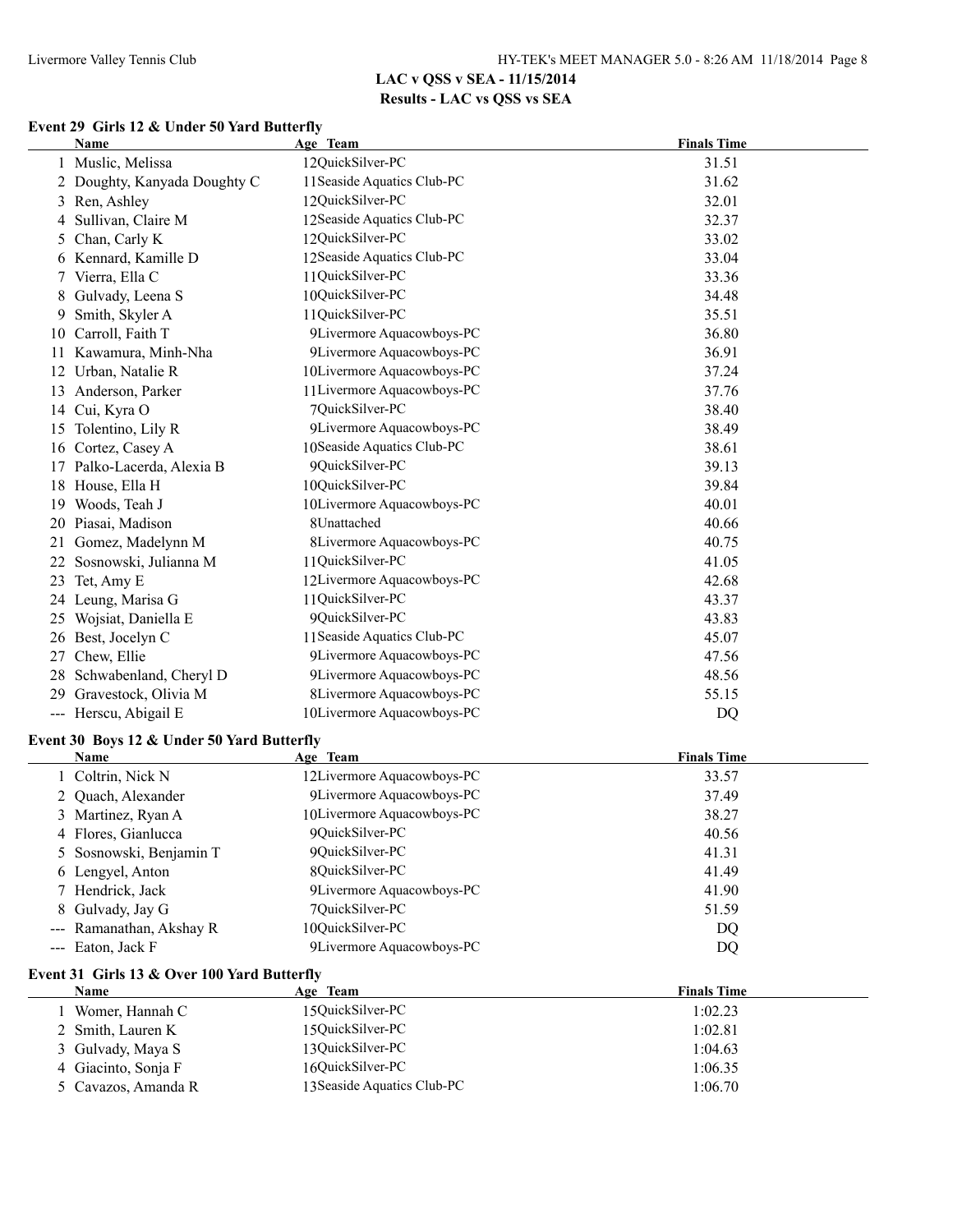## LAC v QSS v SEA - 11/15/2014
## Results - LAC vs QSS vs SEA

### Event 29 Girls 12 & Under 50 Yard Butterfly

| | Name | Age | Team | Finals Time |
|---|---|---|---|---|
| 1 | Muslic, Melissa | 12 | QuickSilver-PC | 31.51 |
| 2 | Doughty, Kanyada Doughty C | 11 | Seaside Aquatics Club-PC | 31.62 |
| 3 | Ren, Ashley | 12 | QuickSilver-PC | 32.01 |
| 4 | Sullivan, Claire M | 12 | Seaside Aquatics Club-PC | 32.37 |
| 5 | Chan, Carly K | 12 | QuickSilver-PC | 33.02 |
| 6 | Kennard, Kamille D | 12 | Seaside Aquatics Club-PC | 33.04 |
| 7 | Vierra, Ella C | 11 | QuickSilver-PC | 33.36 |
| 8 | Gulvady, Leena S | 10 | QuickSilver-PC | 34.48 |
| 9 | Smith, Skyler A | 11 | QuickSilver-PC | 35.51 |
| 10 | Carroll, Faith T | 9 | Livermore Aquacowboys-PC | 36.80 |
| 11 | Kawamura, Minh-Nha | 9 | Livermore Aquacowboys-PC | 36.91 |
| 12 | Urban, Natalie R | 10 | Livermore Aquacowboys-PC | 37.24 |
| 13 | Anderson, Parker | 11 | Livermore Aquacowboys-PC | 37.76 |
| 14 | Cui, Kyra O | 7 | QuickSilver-PC | 38.40 |
| 15 | Tolentino, Lily R | 9 | Livermore Aquacowboys-PC | 38.49 |
| 16 | Cortez, Casey A | 10 | Seaside Aquatics Club-PC | 38.61 |
| 17 | Palko-Lacerda, Alexia B | 9 | QuickSilver-PC | 39.13 |
| 18 | House, Ella H | 10 | QuickSilver-PC | 39.84 |
| 19 | Woods, Teah J | 10 | Livermore Aquacowboys-PC | 40.01 |
| 20 | Piasai, Madison | 8 | Unattached | 40.66 |
| 21 | Gomez, Madelynn M | 8 | Livermore Aquacowboys-PC | 40.75 |
| 22 | Sosnowski, Julianna M | 11 | QuickSilver-PC | 41.05 |
| 23 | Tet, Amy E | 12 | Livermore Aquacowboys-PC | 42.68 |
| 24 | Leung, Marisa G | 11 | QuickSilver-PC | 43.37 |
| 25 | Wojsiat, Daniella E | 9 | QuickSilver-PC | 43.83 |
| 26 | Best, Jocelyn C | 11 | Seaside Aquatics Club-PC | 45.07 |
| 27 | Chew, Ellie | 9 | Livermore Aquacowboys-PC | 47.56 |
| 28 | Schwabenland, Cheryl D | 9 | Livermore Aquacowboys-PC | 48.56 |
| 29 | Gravestock, Olivia M | 8 | Livermore Aquacowboys-PC | 55.15 |
| --- | Herscu, Abigail E | 10 | Livermore Aquacowboys-PC | DQ |

### Event 30 Boys 12 & Under 50 Yard Butterfly

| | Name | Age | Team | Finals Time |
|---|---|---|---|---|
| 1 | Coltrin, Nick N | 12 | Livermore Aquacowboys-PC | 33.57 |
| 2 | Quach, Alexander | 9 | Livermore Aquacowboys-PC | 37.49 |
| 3 | Martinez, Ryan A | 10 | Livermore Aquacowboys-PC | 38.27 |
| 4 | Flores, Gianlucca | 9 | QuickSilver-PC | 40.56 |
| 5 | Sosnowski, Benjamin T | 9 | QuickSilver-PC | 41.31 |
| 6 | Lengyel, Anton | 8 | QuickSilver-PC | 41.49 |
| 7 | Hendrick, Jack | 9 | Livermore Aquacowboys-PC | 41.90 |
| 8 | Gulvady, Jay G | 7 | QuickSilver-PC | 51.59 |
| --- | Ramanathan, Akshay R | 10 | QuickSilver-PC | DQ |
| --- | Eaton, Jack F | 9 | Livermore Aquacowboys-PC | DQ |

### Event 31 Girls 13 & Over 100 Yard Butterfly

| | Name | Age | Team | Finals Time |
|---|---|---|---|---|
| 1 | Womer, Hannah C | 15 | QuickSilver-PC | 1:02.23 |
| 2 | Smith, Lauren K | 15 | QuickSilver-PC | 1:02.81 |
| 3 | Gulvady, Maya S | 13 | QuickSilver-PC | 1:04.63 |
| 4 | Giacinto, Sonja F | 16 | QuickSilver-PC | 1:06.35 |
| 5 | Cavazos, Amanda R | 13 | Seaside Aquatics Club-PC | 1:06.70 |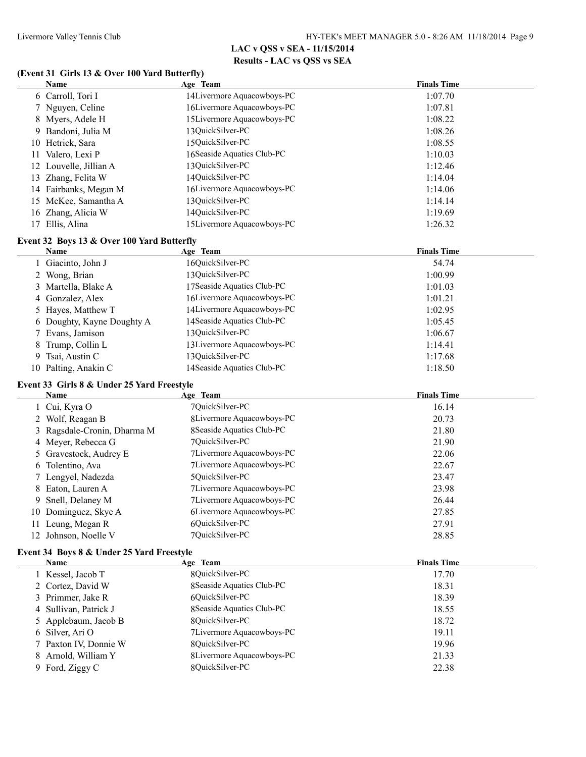**LAC v QSS v SEA - 11/15/2014**
**Results - LAC vs QSS vs SEA**

### (Event 31 Girls 13 & Over 100 Yard Butterfly)

| | Name | Age | Team | Finals Time |
|---|---|---|---|---|
| 6 | Carroll, Tori I | 14 | Livermore Aquacowboys-PC | 1:07.70 |
| 7 | Nguyen, Celine | 16 | Livermore Aquacowboys-PC | 1:07.81 |
| 8 | Myers, Adele H | 15 | Livermore Aquacowboys-PC | 1:08.22 |
| 9 | Bandoni, Julia M | 13 | QuickSilver-PC | 1:08.26 |
| 10 | Hetrick, Sara | 15 | QuickSilver-PC | 1:08.55 |
| 11 | Valero, Lexi P | 16 | Seaside Aquatics Club-PC | 1:10.03 |
| 12 | Louvelle, Jillian A | 13 | QuickSilver-PC | 1:12.46 |
| 13 | Zhang, Felita W | 14 | QuickSilver-PC | 1:14.04 |
| 14 | Fairbanks, Megan M | 16 | Livermore Aquacowboys-PC | 1:14.06 |
| 15 | McKee, Samantha A | 13 | QuickSilver-PC | 1:14.14 |
| 16 | Zhang, Alicia W | 14 | QuickSilver-PC | 1:19.69 |
| 17 | Ellis, Alina | 15 | Livermore Aquacowboys-PC | 1:26.32 |

### Event 32 Boys 13 & Over 100 Yard Butterfly

| | Name | Age | Team | Finals Time |
|---|---|---|---|---|
| 1 | Giacinto, John J | 16 | QuickSilver-PC | 54.74 |
| 2 | Wong, Brian | 13 | QuickSilver-PC | 1:00.99 |
| 3 | Martella, Blake A | 17 | Seaside Aquatics Club-PC | 1:01.03 |
| 4 | Gonzalez, Alex | 16 | Livermore Aquacowboys-PC | 1:01.21 |
| 5 | Hayes, Matthew T | 14 | Livermore Aquacowboys-PC | 1:02.95 |
| 6 | Doughty, Kayne Doughty A | 14 | Seaside Aquatics Club-PC | 1:05.45 |
| 7 | Evans, Jamison | 13 | QuickSilver-PC | 1:06.67 |
| 8 | Trump, Collin L | 13 | Livermore Aquacowboys-PC | 1:14.41 |
| 9 | Tsai, Austin C | 13 | QuickSilver-PC | 1:17.68 |
| 10 | Palting, Anakin C | 14 | Seaside Aquatics Club-PC | 1:18.50 |

### Event 33 Girls 8 & Under 25 Yard Freestyle

| | Name | Age | Team | Finals Time |
|---|---|---|---|---|
| 1 | Cui, Kyra O | 7 | QuickSilver-PC | 16.14 |
| 2 | Wolf, Reagan B | 8 | Livermore Aquacowboys-PC | 20.73 |
| 3 | Ragsdale-Cronin, Dharma M | 8 | Seaside Aquatics Club-PC | 21.80 |
| 4 | Meyer, Rebecca G | 7 | QuickSilver-PC | 21.90 |
| 5 | Gravestock, Audrey E | 7 | Livermore Aquacowboys-PC | 22.06 |
| 6 | Tolentino, Ava | 7 | Livermore Aquacowboys-PC | 22.67 |
| 7 | Lengyel, Nadezda | 5 | QuickSilver-PC | 23.47 |
| 8 | Eaton, Lauren A | 7 | Livermore Aquacowboys-PC | 23.98 |
| 9 | Snell, Delaney M | 7 | Livermore Aquacowboys-PC | 26.44 |
| 10 | Dominguez, Skye A | 6 | Livermore Aquacowboys-PC | 27.85 |
| 11 | Leung, Megan R | 6 | QuickSilver-PC | 27.91 |
| 12 | Johnson, Noelle V | 7 | QuickSilver-PC | 28.85 |

### Event 34 Boys 8 & Under 25 Yard Freestyle

| | Name | Age | Team | Finals Time |
|---|---|---|---|---|
| 1 | Kessel, Jacob T | 8 | QuickSilver-PC | 17.70 |
| 2 | Cortez, David W | 8 | Seaside Aquatics Club-PC | 18.31 |
| 3 | Primmer, Jake R | 6 | QuickSilver-PC | 18.39 |
| 4 | Sullivan, Patrick J | 8 | Seaside Aquatics Club-PC | 18.55 |
| 5 | Applebaum, Jacob B | 8 | QuickSilver-PC | 18.72 |
| 6 | Silver, Ari O | 7 | Livermore Aquacowboys-PC | 19.11 |
| 7 | Paxton IV, Donnie W | 8 | QuickSilver-PC | 19.96 |
| 8 | Arnold, William Y | 8 | Livermore Aquacowboys-PC | 21.33 |
| 9 | Ford, Ziggy C | 8 | QuickSilver-PC | 22.38 |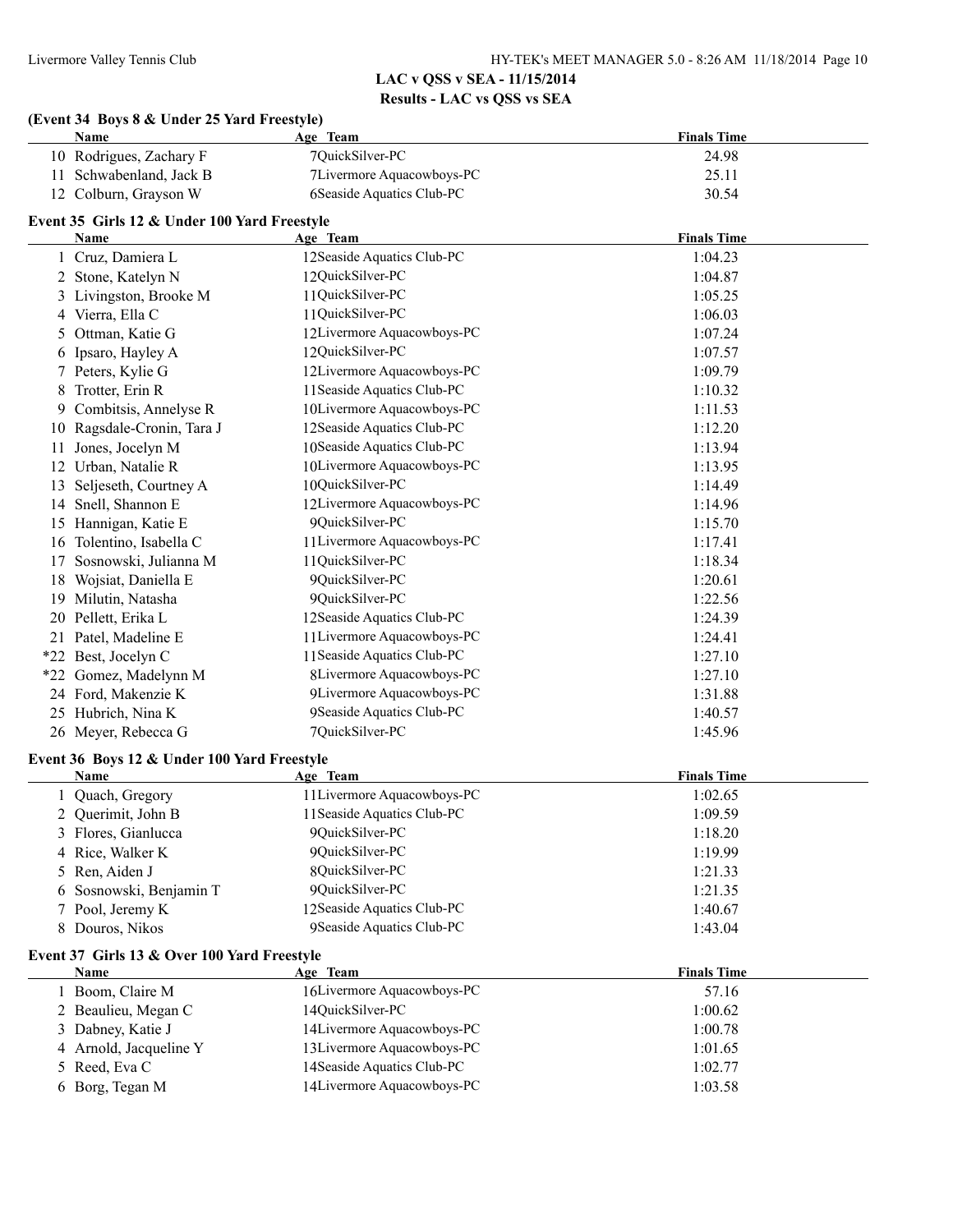## LAC v QSS v SEA - 11/15/2014

## Results - LAC vs QSS vs SEA

### (Event 34 Boys 8 & Under 25 Yard Freestyle)

| | Name | Age | Team | Finals Time |
|---|---|---|---|---|
| 10 | Rodrigues, Zachary F | 7 | QuickSilver-PC | 24.98 |
| 11 | Schwabenland, Jack B | 7 | Livermore Aquacowboys-PC | 25.11 |
| 12 | Colburn, Grayson W | 6 | Seaside Aquatics Club-PC | 30.54 |

### Event 35 Girls 12 & Under 100 Yard Freestyle

| | Name | Age | Team | Finals Time |
|---|---|---|---|---|
| 1 | Cruz, Damiera L | 12 | Seaside Aquatics Club-PC | 1:04.23 |
| 2 | Stone, Katelyn N | 12 | QuickSilver-PC | 1:04.87 |
| 3 | Livingston, Brooke M | 11 | QuickSilver-PC | 1:05.25 |
| 4 | Vierra, Ella C | 11 | QuickSilver-PC | 1:06.03 |
| 5 | Ottman, Katie G | 12 | Livermore Aquacowboys-PC | 1:07.24 |
| 6 | Ipsaro, Hayley A | 12 | QuickSilver-PC | 1:07.57 |
| 7 | Peters, Kylie G | 12 | Livermore Aquacowboys-PC | 1:09.79 |
| 8 | Trotter, Erin R | 11 | Seaside Aquatics Club-PC | 1:10.32 |
| 9 | Combitsis, Annelyse R | 10 | Livermore Aquacowboys-PC | 1:11.53 |
| 10 | Ragsdale-Cronin, Tara J | 12 | Seaside Aquatics Club-PC | 1:12.20 |
| 11 | Jones, Jocelyn M | 10 | Seaside Aquatics Club-PC | 1:13.94 |
| 12 | Urban, Natalie R | 10 | Livermore Aquacowboys-PC | 1:13.95 |
| 13 | Seljeseth, Courtney A | 10 | QuickSilver-PC | 1:14.49 |
| 14 | Snell, Shannon E | 12 | Livermore Aquacowboys-PC | 1:14.96 |
| 15 | Hannigan, Katie E | 9 | QuickSilver-PC | 1:15.70 |
| 16 | Tolentino, Isabella C | 11 | Livermore Aquacowboys-PC | 1:17.41 |
| 17 | Sosnowski, Julianna M | 11 | QuickSilver-PC | 1:18.34 |
| 18 | Wojsiat, Daniella E | 9 | QuickSilver-PC | 1:20.61 |
| 19 | Milutin, Natasha | 9 | QuickSilver-PC | 1:22.56 |
| 20 | Pellett, Erika L | 12 | Seaside Aquatics Club-PC | 1:24.39 |
| 21 | Patel, Madeline E | 11 | Livermore Aquacowboys-PC | 1:24.41 |
| *22 | Best, Jocelyn C | 11 | Seaside Aquatics Club-PC | 1:27.10 |
| *22 | Gomez, Madelynn M | 8 | Livermore Aquacowboys-PC | 1:27.10 |
| 24 | Ford, Makenzie K | 9 | Livermore Aquacowboys-PC | 1:31.88 |
| 25 | Hubrich, Nina K | 9 | Seaside Aquatics Club-PC | 1:40.57 |
| 26 | Meyer, Rebecca G | 7 | QuickSilver-PC | 1:45.96 |

### Event 36 Boys 12 & Under 100 Yard Freestyle

| | Name | Age | Team | Finals Time |
|---|---|---|---|---|
| 1 | Quach, Gregory | 11 | Livermore Aquacowboys-PC | 1:02.65 |
| 2 | Querimit, John B | 11 | Seaside Aquatics Club-PC | 1:09.59 |
| 3 | Flores, Gianlucca | 9 | QuickSilver-PC | 1:18.20 |
| 4 | Rice, Walker K | 9 | QuickSilver-PC | 1:19.99 |
| 5 | Ren, Aiden J | 8 | QuickSilver-PC | 1:21.33 |
| 6 | Sosnowski, Benjamin T | 9 | QuickSilver-PC | 1:21.35 |
| 7 | Pool, Jeremy K | 12 | Seaside Aquatics Club-PC | 1:40.67 |
| 8 | Douros, Nikos | 9 | Seaside Aquatics Club-PC | 1:43.04 |

### Event 37 Girls 13 & Over 100 Yard Freestyle

| | Name | Age | Team | Finals Time |
|---|---|---|---|---|
| 1 | Boom, Claire M | 16 | Livermore Aquacowboys-PC | 57.16 |
| 2 | Beaulieu, Megan C | 14 | QuickSilver-PC | 1:00.62 |
| 3 | Dabney, Katie J | 14 | Livermore Aquacowboys-PC | 1:00.78 |
| 4 | Arnold, Jacqueline Y | 13 | Livermore Aquacowboys-PC | 1:01.65 |
| 5 | Reed, Eva C | 14 | Seaside Aquatics Club-PC | 1:02.77 |
| 6 | Borg, Tegan M | 14 | Livermore Aquacowboys-PC | 1:03.58 |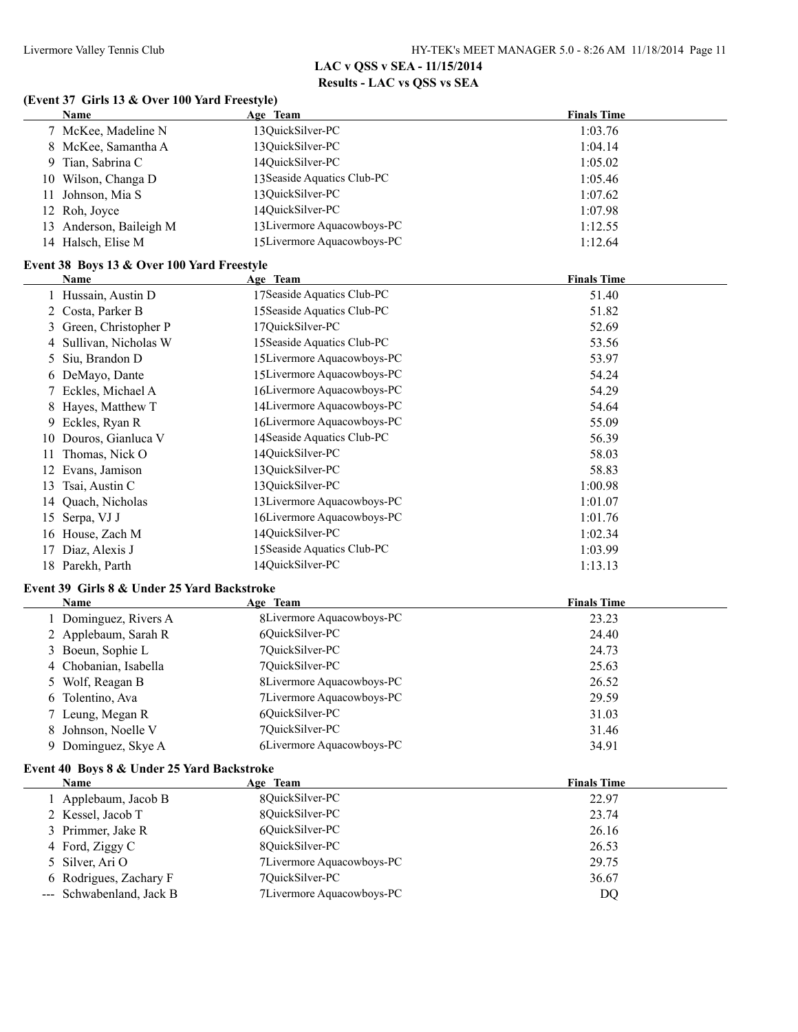## LAC v QSS v SEA - 11/15/2014

## Results - LAC vs QSS vs SEA

### (Event 37 Girls 13 & Over 100 Yard Freestyle)

| | Name | Age | Team | Finals Time |
|---|---|---|---|---|
| 7 | McKee, Madeline N | 13 | QuickSilver-PC | 1:03.76 |
| 8 | McKee, Samantha A | 13 | QuickSilver-PC | 1:04.14 |
| 9 | Tian, Sabrina C | 14 | QuickSilver-PC | 1:05.02 |
| 10 | Wilson, Changa D | 13 | Seaside Aquatics Club-PC | 1:05.46 |
| 11 | Johnson, Mia S | 13 | QuickSilver-PC | 1:07.62 |
| 12 | Roh, Joyce | 14 | QuickSilver-PC | 1:07.98 |
| 13 | Anderson, Baileigh M | 13 | Livermore Aquacowboys-PC | 1:12.55 |
| 14 | Halsch, Elise M | 15 | Livermore Aquacowboys-PC | 1:12.64 |

### Event 38 Boys 13 & Over 100 Yard Freestyle

| | Name | Age | Team | Finals Time |
|---|---|---|---|---|
| 1 | Hussain, Austin D | 17 | Seaside Aquatics Club-PC | 51.40 |
| 2 | Costa, Parker B | 15 | Seaside Aquatics Club-PC | 51.82 |
| 3 | Green, Christopher P | 17 | QuickSilver-PC | 52.69 |
| 4 | Sullivan, Nicholas W | 15 | Seaside Aquatics Club-PC | 53.56 |
| 5 | Siu, Brandon D | 15 | Livermore Aquacowboys-PC | 53.97 |
| 6 | DeMayo, Dante | 15 | Livermore Aquacowboys-PC | 54.24 |
| 7 | Eckles, Michael A | 16 | Livermore Aquacowboys-PC | 54.29 |
| 8 | Hayes, Matthew T | 14 | Livermore Aquacowboys-PC | 54.64 |
| 9 | Eckles, Ryan R | 16 | Livermore Aquacowboys-PC | 55.09 |
| 10 | Douros, Gianluca V | 14 | Seaside Aquatics Club-PC | 56.39 |
| 11 | Thomas, Nick O | 14 | QuickSilver-PC | 58.03 |
| 12 | Evans, Jamison | 13 | QuickSilver-PC | 58.83 |
| 13 | Tsai, Austin C | 13 | QuickSilver-PC | 1:00.98 |
| 14 | Quach, Nicholas | 13 | Livermore Aquacowboys-PC | 1:01.07 |
| 15 | Serpa, VJ J | 16 | Livermore Aquacowboys-PC | 1:01.76 |
| 16 | House, Zach M | 14 | QuickSilver-PC | 1:02.34 |
| 17 | Diaz, Alexis J | 15 | Seaside Aquatics Club-PC | 1:03.99 |
| 18 | Parekh, Parth | 14 | QuickSilver-PC | 1:13.13 |

### Event 39 Girls 8 & Under 25 Yard Backstroke

| | Name | Age | Team | Finals Time |
|---|---|---|---|---|
| 1 | Dominguez, Rivers A | 8 | Livermore Aquacowboys-PC | 23.23 |
| 2 | Applebaum, Sarah R | 6 | QuickSilver-PC | 24.40 |
| 3 | Boeun, Sophie L | 7 | QuickSilver-PC | 24.73 |
| 4 | Chobanian, Isabella | 7 | QuickSilver-PC | 25.63 |
| 5 | Wolf, Reagan B | 8 | Livermore Aquacowboys-PC | 26.52 |
| 6 | Tolentino, Ava | 7 | Livermore Aquacowboys-PC | 29.59 |
| 7 | Leung, Megan R | 6 | QuickSilver-PC | 31.03 |
| 8 | Johnson, Noelle V | 7 | QuickSilver-PC | 31.46 |
| 9 | Dominguez, Skye A | 6 | Livermore Aquacowboys-PC | 34.91 |

### Event 40 Boys 8 & Under 25 Yard Backstroke

| | Name | Age | Team | Finals Time |
|---|---|---|---|---|
| 1 | Applebaum, Jacob B | 8 | QuickSilver-PC | 22.97 |
| 2 | Kessel, Jacob T | 8 | QuickSilver-PC | 23.74 |
| 3 | Primmer, Jake R | 6 | QuickSilver-PC | 26.16 |
| 4 | Ford, Ziggy C | 8 | QuickSilver-PC | 26.53 |
| 5 | Silver, Ari O | 7 | Livermore Aquacowboys-PC | 29.75 |
| 6 | Rodrigues, Zachary F | 7 | QuickSilver-PC | 36.67 |
| --- | Schwabenland, Jack B | 7 | Livermore Aquacowboys-PC | DQ |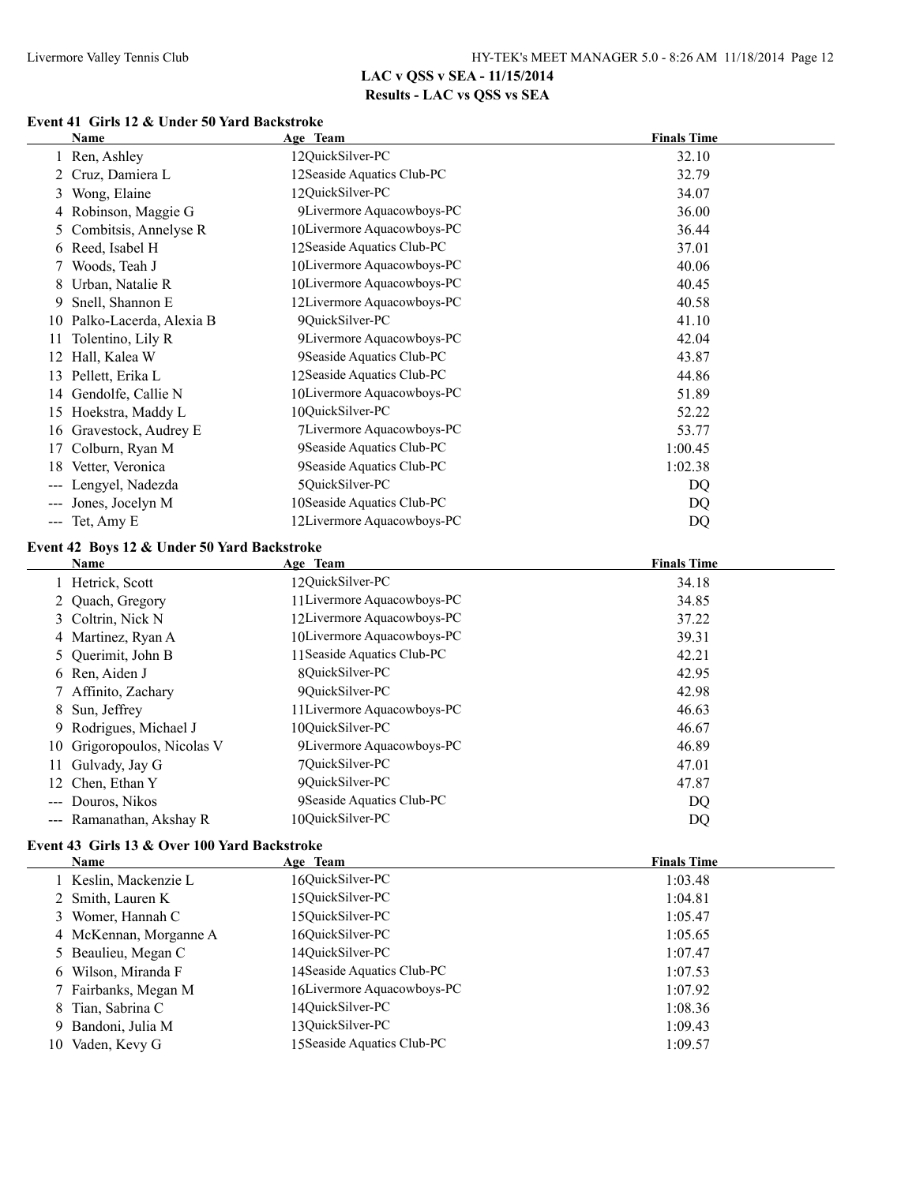## LAC v QSS v SEA - 11/15/2014

## Results - LAC vs QSS vs SEA

### Event 41 Girls 12 & Under 50 Yard Backstroke

| | Name | Age | Team | Finals Time |
|---|---|---|---|---|
| 1 | Ren, Ashley | 12 | QuickSilver-PC | 32.10 |
| 2 | Cruz, Damiera L | 12 | Seaside Aquatics Club-PC | 32.79 |
| 3 | Wong, Elaine | 12 | QuickSilver-PC | 34.07 |
| 4 | Robinson, Maggie G | 9 | Livermore Aquacowboys-PC | 36.00 |
| 5 | Combitsis, Annelyse R | 10 | Livermore Aquacowboys-PC | 36.44 |
| 6 | Reed, Isabel H | 12 | Seaside Aquatics Club-PC | 37.01 |
| 7 | Woods, Teah J | 10 | Livermore Aquacowboys-PC | 40.06 |
| 8 | Urban, Natalie R | 10 | Livermore Aquacowboys-PC | 40.45 |
| 9 | Snell, Shannon E | 12 | Livermore Aquacowboys-PC | 40.58 |
| 10 | Palko-Lacerda, Alexia B | 9 | QuickSilver-PC | 41.10 |
| 11 | Tolentino, Lily R | 9 | Livermore Aquacowboys-PC | 42.04 |
| 12 | Hall, Kalea W | 9 | Seaside Aquatics Club-PC | 43.87 |
| 13 | Pellett, Erika L | 12 | Seaside Aquatics Club-PC | 44.86 |
| 14 | Gendolfe, Callie N | 10 | Livermore Aquacowboys-PC | 51.89 |
| 15 | Hoekstra, Maddy L | 10 | QuickSilver-PC | 52.22 |
| 16 | Gravestock, Audrey E | 7 | Livermore Aquacowboys-PC | 53.77 |
| 17 | Colburn, Ryan M | 9 | Seaside Aquatics Club-PC | 1:00.45 |
| 18 | Vetter, Veronica | 9 | Seaside Aquatics Club-PC | 1:02.38 |
| --- | Lengyel, Nadezda | 5 | QuickSilver-PC | DQ |
| --- | Jones, Jocelyn M | 10 | Seaside Aquatics Club-PC | DQ |
| --- | Tet, Amy E | 12 | Livermore Aquacowboys-PC | DQ |

### Event 42 Boys 12 & Under 50 Yard Backstroke

| | Name | Age | Team | Finals Time |
|---|---|---|---|---|
| 1 | Hetrick, Scott | 12 | QuickSilver-PC | 34.18 |
| 2 | Quach, Gregory | 11 | Livermore Aquacowboys-PC | 34.85 |
| 3 | Coltrin, Nick N | 12 | Livermore Aquacowboys-PC | 37.22 |
| 4 | Martinez, Ryan A | 10 | Livermore Aquacowboys-PC | 39.31 |
| 5 | Querimit, John B | 11 | Seaside Aquatics Club-PC | 42.21 |
| 6 | Ren, Aiden J | 8 | QuickSilver-PC | 42.95 |
| 7 | Affinito, Zachary | 9 | QuickSilver-PC | 42.98 |
| 8 | Sun, Jeffrey | 11 | Livermore Aquacowboys-PC | 46.63 |
| 9 | Rodrigues, Michael J | 10 | QuickSilver-PC | 46.67 |
| 10 | Grigoropoulos, Nicolas V | 9 | Livermore Aquacowboys-PC | 46.89 |
| 11 | Gulvady, Jay G | 7 | QuickSilver-PC | 47.01 |
| 12 | Chen, Ethan Y | 9 | QuickSilver-PC | 47.87 |
| --- | Douros, Nikos | 9 | Seaside Aquatics Club-PC | DQ |
| --- | Ramanathan, Akshay R | 10 | QuickSilver-PC | DQ |

### Event 43 Girls 13 & Over 100 Yard Backstroke

| | Name | Age | Team | Finals Time |
|---|---|---|---|---|
| 1 | Keslin, Mackenzie L | 16 | QuickSilver-PC | 1:03.48 |
| 2 | Smith, Lauren K | 15 | QuickSilver-PC | 1:04.81 |
| 3 | Womer, Hannah C | 15 | QuickSilver-PC | 1:05.47 |
| 4 | McKennan, Morganne A | 16 | QuickSilver-PC | 1:05.65 |
| 5 | Beaulieu, Megan C | 14 | QuickSilver-PC | 1:07.47 |
| 6 | Wilson, Miranda F | 14 | Seaside Aquatics Club-PC | 1:07.53 |
| 7 | Fairbanks, Megan M | 16 | Livermore Aquacowboys-PC | 1:07.92 |
| 8 | Tian, Sabrina C | 14 | QuickSilver-PC | 1:08.36 |
| 9 | Bandoni, Julia M | 13 | QuickSilver-PC | 1:09.43 |
| 10 | Vaden, Kevy G | 15 | Seaside Aquatics Club-PC | 1:09.57 |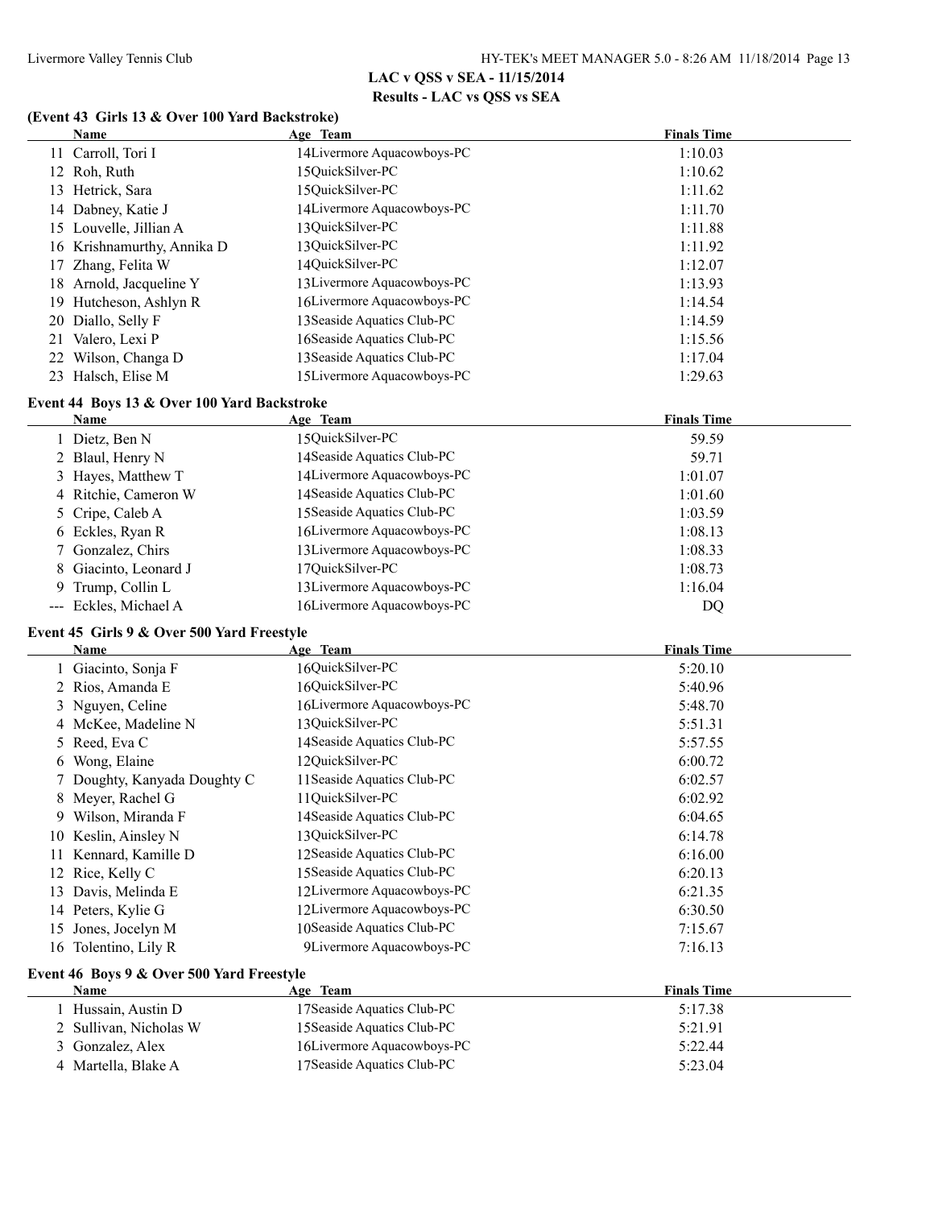## LAC v QSS v SEA - 11/15/2014

## Results - LAC vs QSS vs SEA

### (Event 43 Girls 13 & Over 100 Yard Backstroke)

| | Name | Age | Team | Finals Time |
|---|---|---|---|---|
| 11 | Carroll, Tori I | 14 | Livermore Aquacowboys-PC | 1:10.03 |
| 12 | Roh, Ruth | 15 | QuickSilver-PC | 1:10.62 |
| 13 | Hetrick, Sara | 15 | QuickSilver-PC | 1:11.62 |
| 14 | Dabney, Katie J | 14 | Livermore Aquacowboys-PC | 1:11.70 |
| 15 | Louvelle, Jillian A | 13 | QuickSilver-PC | 1:11.88 |
| 16 | Krishnamurthy, Annika D | 13 | QuickSilver-PC | 1:11.92 |
| 17 | Zhang, Felita W | 14 | QuickSilver-PC | 1:12.07 |
| 18 | Arnold, Jacqueline Y | 13 | Livermore Aquacowboys-PC | 1:13.93 |
| 19 | Hutcheson, Ashlyn R | 16 | Livermore Aquacowboys-PC | 1:14.54 |
| 20 | Diallo, Selly F | 13 | Seaside Aquatics Club-PC | 1:14.59 |
| 21 | Valero, Lexi P | 16 | Seaside Aquatics Club-PC | 1:15.56 |
| 22 | Wilson, Changa D | 13 | Seaside Aquatics Club-PC | 1:17.04 |
| 23 | Halsch, Elise M | 15 | Livermore Aquacowboys-PC | 1:29.63 |

### Event 44 Boys 13 & Over 100 Yard Backstroke

| | Name | Age | Team | Finals Time |
|---|---|---|---|---|
| 1 | Dietz, Ben N | 15 | QuickSilver-PC | 59.59 |
| 2 | Blaul, Henry N | 14 | Seaside Aquatics Club-PC | 59.71 |
| 3 | Hayes, Matthew T | 14 | Livermore Aquacowboys-PC | 1:01.07 |
| 4 | Ritchie, Cameron W | 14 | Seaside Aquatics Club-PC | 1:01.60 |
| 5 | Cripe, Caleb A | 15 | Seaside Aquatics Club-PC | 1:03.59 |
| 6 | Eckles, Ryan R | 16 | Livermore Aquacowboys-PC | 1:08.13 |
| 7 | Gonzalez, Chirs | 13 | Livermore Aquacowboys-PC | 1:08.33 |
| 8 | Giacinto, Leonard J | 17 | QuickSilver-PC | 1:08.73 |
| 9 | Trump, Collin L | 13 | Livermore Aquacowboys-PC | 1:16.04 |
| --- | Eckles, Michael A | 16 | Livermore Aquacowboys-PC | DQ |

### Event 45 Girls 9 & Over 500 Yard Freestyle

| | Name | Age | Team | Finals Time |
|---|---|---|---|---|
| 1 | Giacinto, Sonja F | 16 | QuickSilver-PC | 5:20.10 |
| 2 | Rios, Amanda E | 16 | QuickSilver-PC | 5:40.96 |
| 3 | Nguyen, Celine | 16 | Livermore Aquacowboys-PC | 5:48.70 |
| 4 | McKee, Madeline N | 13 | QuickSilver-PC | 5:51.31 |
| 5 | Reed, Eva C | 14 | Seaside Aquatics Club-PC | 5:57.55 |
| 6 | Wong, Elaine | 12 | QuickSilver-PC | 6:00.72 |
| 7 | Doughty, Kanyada Doughty C | 11 | Seaside Aquatics Club-PC | 6:02.57 |
| 8 | Meyer, Rachel G | 11 | QuickSilver-PC | 6:02.92 |
| 9 | Wilson, Miranda F | 14 | Seaside Aquatics Club-PC | 6:04.65 |
| 10 | Keslin, Ainsley N | 13 | QuickSilver-PC | 6:14.78 |
| 11 | Kennard, Kamille D | 12 | Seaside Aquatics Club-PC | 6:16.00 |
| 12 | Rice, Kelly C | 15 | Seaside Aquatics Club-PC | 6:20.13 |
| 13 | Davis, Melinda E | 12 | Livermore Aquacowboys-PC | 6:21.35 |
| 14 | Peters, Kylie G | 12 | Livermore Aquacowboys-PC | 6:30.50 |
| 15 | Jones, Jocelyn M | 10 | Seaside Aquatics Club-PC | 7:15.67 |
| 16 | Tolentino, Lily R | 9 | Livermore Aquacowboys-PC | 7:16.13 |

### Event 46 Boys 9 & Over 500 Yard Freestyle

| | Name | Age | Team | Finals Time |
|---|---|---|---|---|
| 1 | Hussain, Austin D | 17 | Seaside Aquatics Club-PC | 5:17.38 |
| 2 | Sullivan, Nicholas W | 15 | Seaside Aquatics Club-PC | 5:21.91 |
| 3 | Gonzalez, Alex | 16 | Livermore Aquacowboys-PC | 5:22.44 |
| 4 | Martella, Blake A | 17 | Seaside Aquatics Club-PC | 5:23.04 |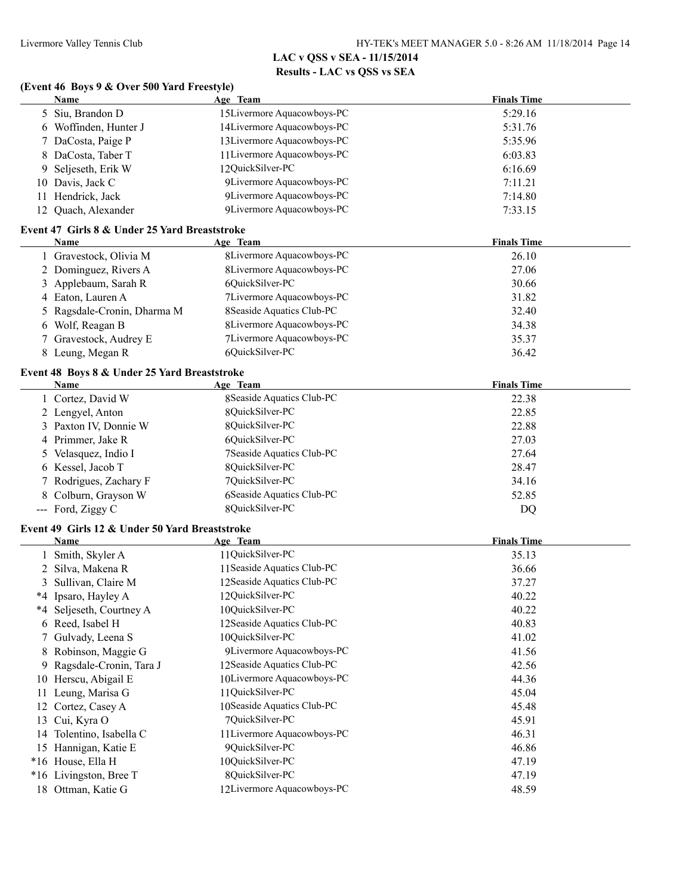## LAC v QSS v SEA - 11/15/2014

### Results - LAC vs QSS vs SEA

### (Event 46 Boys 9 & Over 500 Yard Freestyle)

| | Name | Age | Team | Finals Time |
|---|---|---|---|---|
| 5 | Siu, Brandon D | 15 | Livermore Aquacowboys-PC | 5:29.16 |
| 6 | Woffinden, Hunter J | 14 | Livermore Aquacowboys-PC | 5:31.76 |
| 7 | DaCosta, Paige P | 13 | Livermore Aquacowboys-PC | 5:35.96 |
| 8 | DaCosta, Taber T | 11 | Livermore Aquacowboys-PC | 6:03.83 |
| 9 | Seljeseth, Erik W | 12 | QuickSilver-PC | 6:16.69 |
| 10 | Davis, Jack C | 9 | Livermore Aquacowboys-PC | 7:11.21 |
| 11 | Hendrick, Jack | 9 | Livermore Aquacowboys-PC | 7:14.80 |
| 12 | Quach, Alexander | 9 | Livermore Aquacowboys-PC | 7:33.15 |

### Event 47 Girls 8 & Under 25 Yard Breaststroke

| | Name | Age | Team | Finals Time |
|---|---|---|---|---|
| 1 | Gravestock, Olivia M | 8 | Livermore Aquacowboys-PC | 26.10 |
| 2 | Dominguez, Rivers A | 8 | Livermore Aquacowboys-PC | 27.06 |
| 3 | Applebaum, Sarah R | 6 | QuickSilver-PC | 30.66 |
| 4 | Eaton, Lauren A | 7 | Livermore Aquacowboys-PC | 31.82 |
| 5 | Ragsdale-Cronin, Dharma M | 8 | Seaside Aquatics Club-PC | 32.40 |
| 6 | Wolf, Reagan B | 8 | Livermore Aquacowboys-PC | 34.38 |
| 7 | Gravestock, Audrey E | 7 | Livermore Aquacowboys-PC | 35.37 |
| 8 | Leung, Megan R | 6 | QuickSilver-PC | 36.42 |

### Event 48 Boys 8 & Under 25 Yard Breaststroke

| | Name | Age | Team | Finals Time |
|---|---|---|---|---|
| 1 | Cortez, David W | 8 | Seaside Aquatics Club-PC | 22.38 |
| 2 | Lengyel, Anton | 8 | QuickSilver-PC | 22.85 |
| 3 | Paxton IV, Donnie W | 8 | QuickSilver-PC | 22.88 |
| 4 | Primmer, Jake R | 6 | QuickSilver-PC | 27.03 |
| 5 | Velasquez, Indio I | 7 | Seaside Aquatics Club-PC | 27.64 |
| 6 | Kessel, Jacob T | 8 | QuickSilver-PC | 28.47 |
| 7 | Rodrigues, Zachary F | 7 | QuickSilver-PC | 34.16 |
| 8 | Colburn, Grayson W | 6 | Seaside Aquatics Club-PC | 52.85 |
| --- | Ford, Ziggy C | 8 | QuickSilver-PC | DQ |

### Event 49 Girls 12 & Under 50 Yard Breaststroke

| | Name | Age | Team | Finals Time |
|---|---|---|---|---|
| 1 | Smith, Skyler A | 11 | QuickSilver-PC | 35.13 |
| 2 | Silva, Makena R | 11 | Seaside Aquatics Club-PC | 36.66 |
| 3 | Sullivan, Claire M | 12 | Seaside Aquatics Club-PC | 37.27 |
| *4 | Ipsaro, Hayley A | 12 | QuickSilver-PC | 40.22 |
| *4 | Seljeseth, Courtney A | 10 | QuickSilver-PC | 40.22 |
| 6 | Reed, Isabel H | 12 | Seaside Aquatics Club-PC | 40.83 |
| 7 | Gulvady, Leena S | 10 | QuickSilver-PC | 41.02 |
| 8 | Robinson, Maggie G | 9 | Livermore Aquacowboys-PC | 41.56 |
| 9 | Ragsdale-Cronin, Tara J | 12 | Seaside Aquatics Club-PC | 42.56 |
| 10 | Herscu, Abigail E | 10 | Livermore Aquacowboys-PC | 44.36 |
| 11 | Leung, Marisa G | 11 | QuickSilver-PC | 45.04 |
| 12 | Cortez, Casey A | 10 | Seaside Aquatics Club-PC | 45.48 |
| 13 | Cui, Kyra O | 7 | QuickSilver-PC | 45.91 |
| 14 | Tolentino, Isabella C | 11 | Livermore Aquacowboys-PC | 46.31 |
| 15 | Hannigan, Katie E | 9 | QuickSilver-PC | 46.86 |
| *16 | House, Ella H | 10 | QuickSilver-PC | 47.19 |
| *16 | Livingston, Bree T | 8 | QuickSilver-PC | 47.19 |
| 18 | Ottman, Katie G | 12 | Livermore Aquacowboys-PC | 48.59 |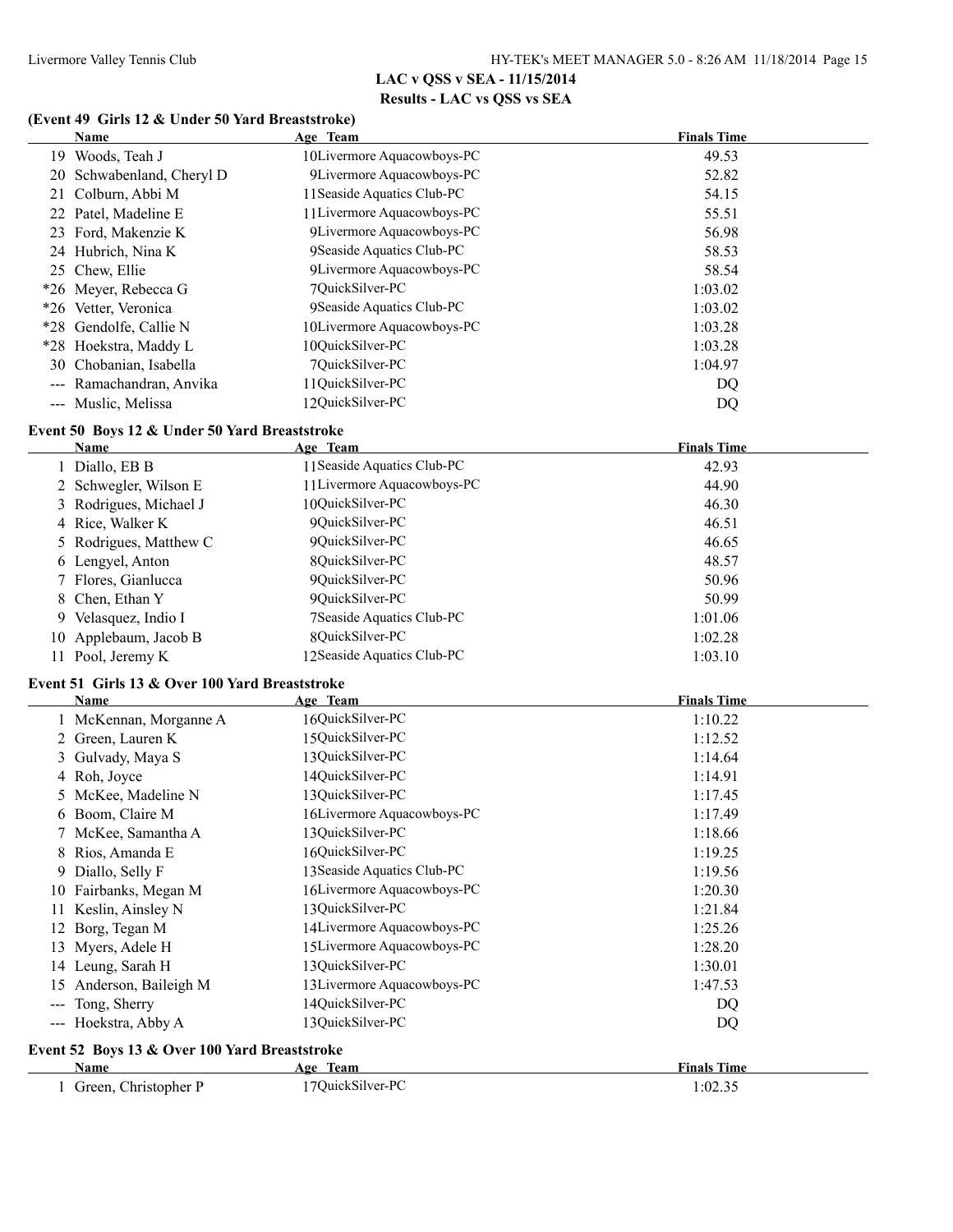## LAC v QSS v SEA - 11/15/2014

## Results - LAC vs QSS vs SEA

### (Event 49 Girls 12 & Under 50 Yard Breaststroke)

| | Name | Age | Team | Finals Time |
|---|---|---|---|---|
| 19 | Woods, Teah J | 10 | Livermore Aquacowboys-PC | 49.53 |
| 20 | Schwabenland, Cheryl D | 9 | Livermore Aquacowboys-PC | 52.82 |
| 21 | Colburn, Abbi M | 11 | Seaside Aquatics Club-PC | 54.15 |
| 22 | Patel, Madeline E | 11 | Livermore Aquacowboys-PC | 55.51 |
| 23 | Ford, Makenzie K | 9 | Livermore Aquacowboys-PC | 56.98 |
| 24 | Hubrich, Nina K | 9 | Seaside Aquatics Club-PC | 58.53 |
| 25 | Chew, Ellie | 9 | Livermore Aquacowboys-PC | 58.54 |
| *26 | Meyer, Rebecca G | 7 | QuickSilver-PC | 1:03.02 |
| *26 | Vetter, Veronica | 9 | Seaside Aquatics Club-PC | 1:03.02 |
| *28 | Gendolfe, Callie N | 10 | Livermore Aquacowboys-PC | 1:03.28 |
| *28 | Hoekstra, Maddy L | 10 | QuickSilver-PC | 1:03.28 |
| 30 | Chobanian, Isabella | 7 | QuickSilver-PC | 1:04.97 |
| --- | Ramachandran, Anvika | 11 | QuickSilver-PC | DQ |
| --- | Muslic, Melissa | 12 | QuickSilver-PC | DQ |

### Event 50 Boys 12 & Under 50 Yard Breaststroke

| | Name | Age | Team | Finals Time |
|---|---|---|---|---|
| 1 | Diallo, EB B | 11 | Seaside Aquatics Club-PC | 42.93 |
| 2 | Schwegler, Wilson E | 11 | Livermore Aquacowboys-PC | 44.90 |
| 3 | Rodrigues, Michael J | 10 | QuickSilver-PC | 46.30 |
| 4 | Rice, Walker K | 9 | QuickSilver-PC | 46.51 |
| 5 | Rodrigues, Matthew C | 9 | QuickSilver-PC | 46.65 |
| 6 | Lengyel, Anton | 8 | QuickSilver-PC | 48.57 |
| 7 | Flores, Gianlucca | 9 | QuickSilver-PC | 50.96 |
| 8 | Chen, Ethan Y | 9 | QuickSilver-PC | 50.99 |
| 9 | Velasquez, Indio I | 7 | Seaside Aquatics Club-PC | 1:01.06 |
| 10 | Applebaum, Jacob B | 8 | QuickSilver-PC | 1:02.28 |
| 11 | Pool, Jeremy K | 12 | Seaside Aquatics Club-PC | 1:03.10 |

### Event 51 Girls 13 & Over 100 Yard Breaststroke

| | Name | Age | Team | Finals Time |
|---|---|---|---|---|
| 1 | McKennan, Morganne A | 16 | QuickSilver-PC | 1:10.22 |
| 2 | Green, Lauren K | 15 | QuickSilver-PC | 1:12.52 |
| 3 | Gulvady, Maya S | 13 | QuickSilver-PC | 1:14.64 |
| 4 | Roh, Joyce | 14 | QuickSilver-PC | 1:14.91 |
| 5 | McKee, Madeline N | 13 | QuickSilver-PC | 1:17.45 |
| 6 | Boom, Claire M | 16 | Livermore Aquacowboys-PC | 1:17.49 |
| 7 | McKee, Samantha A | 13 | QuickSilver-PC | 1:18.66 |
| 8 | Rios, Amanda E | 16 | QuickSilver-PC | 1:19.25 |
| 9 | Diallo, Selly F | 13 | Seaside Aquatics Club-PC | 1:19.56 |
| 10 | Fairbanks, Megan M | 16 | Livermore Aquacowboys-PC | 1:20.30 |
| 11 | Keslin, Ainsley N | 13 | QuickSilver-PC | 1:21.84 |
| 12 | Borg, Tegan M | 14 | Livermore Aquacowboys-PC | 1:25.26 |
| 13 | Myers, Adele H | 15 | Livermore Aquacowboys-PC | 1:28.20 |
| 14 | Leung, Sarah H | 13 | QuickSilver-PC | 1:30.01 |
| 15 | Anderson, Baileigh M | 13 | Livermore Aquacowboys-PC | 1:47.53 |
| --- | Tong, Sherry | 14 | QuickSilver-PC | DQ |
| --- | Hoekstra, Abby A | 13 | QuickSilver-PC | DQ |

### Event 52 Boys 13 & Over 100 Yard Breaststroke

| | Name | Age | Team | Finals Time |
|---|---|---|---|---|
| 1 | Green, Christopher P | 17 | QuickSilver-PC | 1:02.35 |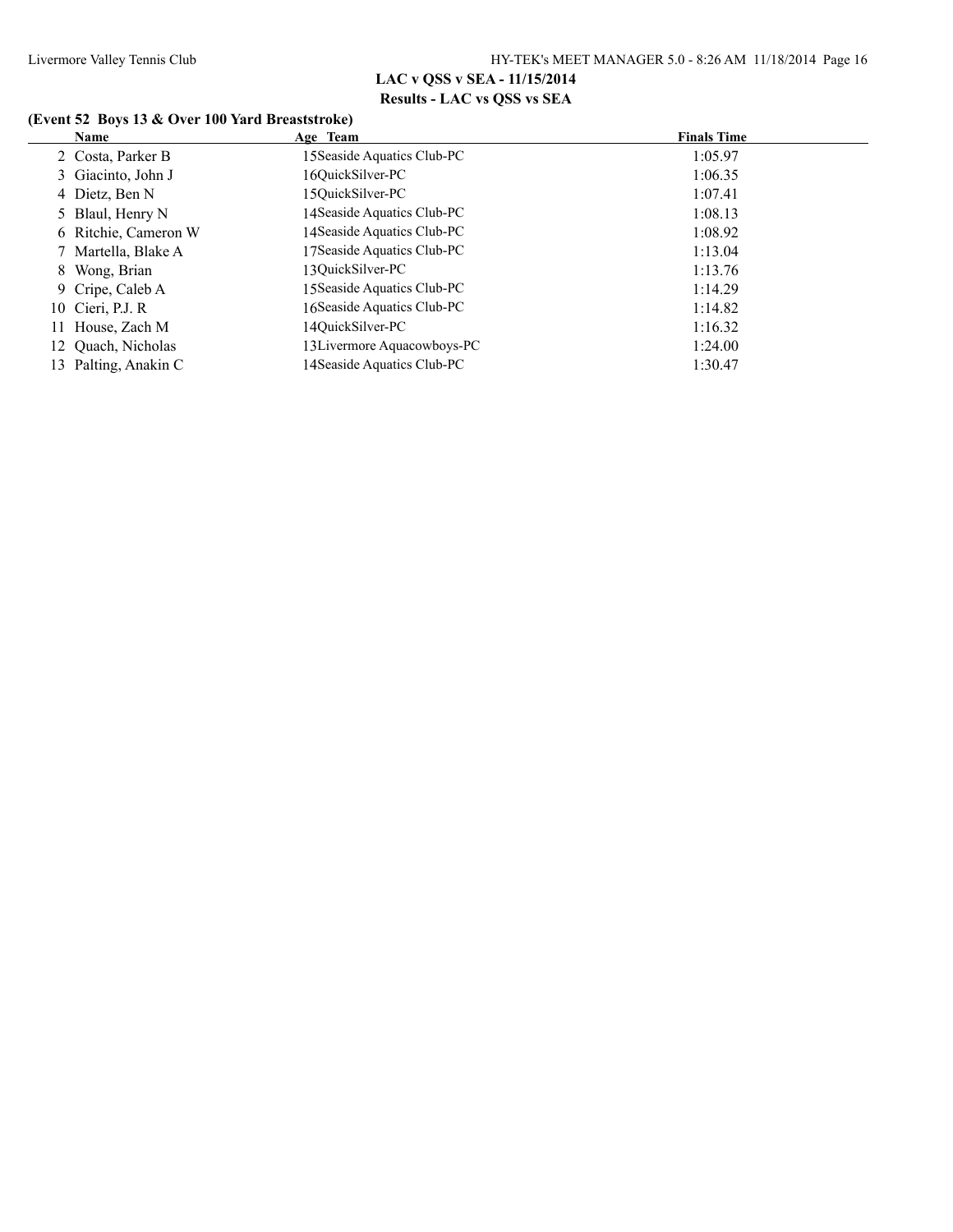**LAC v QSS v SEA - 11/15/2014**

**Results - LAC vs QSS vs SEA**

### (Event 52 Boys 13 & Over 100 Yard Breaststroke)

| | Name | Age | Team | Finals Time |
|---|---|---|---|---|
| 2 | Costa, Parker B | 15 | Seaside Aquatics Club-PC | 1:05.97 |
| 3 | Giacinto, John J | 16 | QuickSilver-PC | 1:06.35 |
| 4 | Dietz, Ben N | 15 | QuickSilver-PC | 1:07.41 |
| 5 | Blaul, Henry N | 14 | Seaside Aquatics Club-PC | 1:08.13 |
| 6 | Ritchie, Cameron W | 14 | Seaside Aquatics Club-PC | 1:08.92 |
| 7 | Martella, Blake A | 17 | Seaside Aquatics Club-PC | 1:13.04 |
| 8 | Wong, Brian | 13 | QuickSilver-PC | 1:13.76 |
| 9 | Cripe, Caleb A | 15 | Seaside Aquatics Club-PC | 1:14.29 |
| 10 | Cieri, P.J. R | 16 | Seaside Aquatics Club-PC | 1:14.82 |
| 11 | House, Zach M | 14 | QuickSilver-PC | 1:16.32 |
| 12 | Quach, Nicholas | 13 | Livermore Aquacowboys-PC | 1:24.00 |
| 13 | Palting, Anakin C | 14 | Seaside Aquatics Club-PC | 1:30.47 |